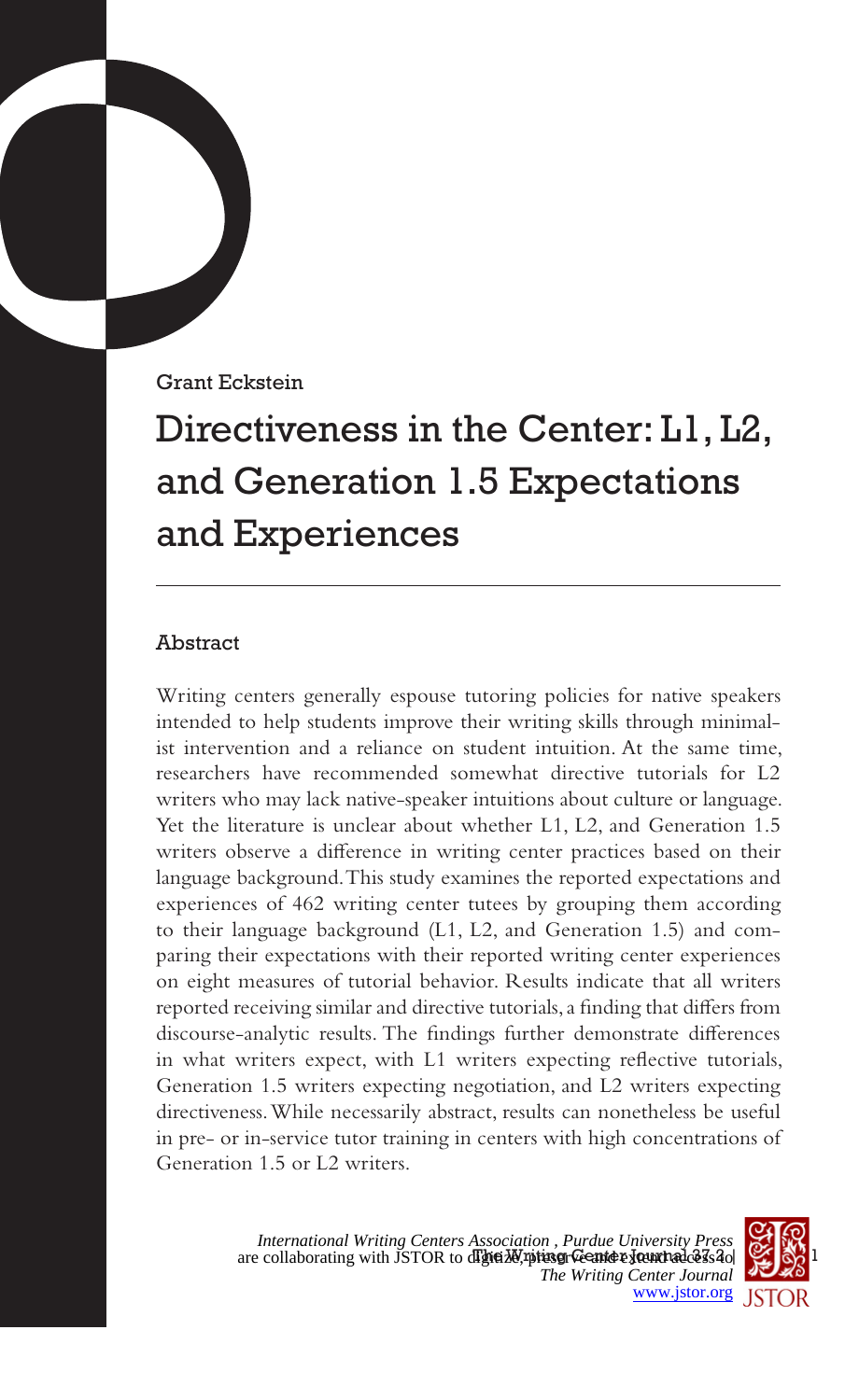Grant Eckstein

# Directiveness in the Center: L1, L2, and Generation 1.5 Expectations and Experiences

## Abstract

Writing centers generally espouse tutoring policies for native speakers intended to help students improve their writing skills through minimalist intervention and a reliance on student intuition. At the same time, researchers have recommended somewhat directive tutorials for L2 writers who may lack native-speaker intuitions about culture or language. Yet the literature is unclear about whether L1, L2, and Generation 1.5 writers observe a difference in writing center practices based on their language background. This study examines the reported expectations and experiences of 462 writing center tutees by grouping them according to their language background (L1, L2, and Generation 1.5) and comparing their expectations with their reported writing center experiences on eight measures of tutorial behavior. Results indicate that all writers reported receiving similar and directive tutorials, a finding that differs from discourse-analytic results. The findings further demonstrate differences in what writers expect, with L1 writers expecting reflective tutorials, Generation 1.5 writers expecting negotiation, and L2 writers expecting directiveness. While necessarily abstract, results can nonetheless be useful in pre- or in-service tutor training in centers with high concentrations of Generation 1.5 or L2 writers.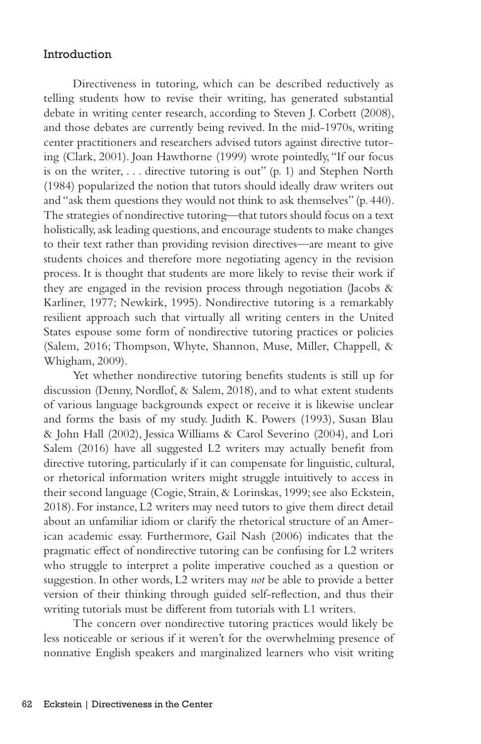## Introduction

Directiveness in tutoring, which can be described reductively as telling students how to revise their writing, has generated substantial debate in writing center research, according to Steven J. Corbett (2008), and those debates are currently being revived. In the mid-1970s, writing center practitioners and researchers advised tutors against directive tutoring (Clark, 2001). Joan Hawthorne (1999) wrote pointedly, "If our focus is on the writer, . . . directive tutoring is out" (p. 1) and Stephen North (1984) popularized the notion that tutors should ideally draw writers out and "ask them questions they would not think to ask themselves" (p. 440). The strategies of nondirective tutoring—that tutors should focus on a text holistically, ask leading questions, and encourage students to make changes to their text rather than providing revision directives—are meant to give students choices and therefore more negotiating agency in the revision process. It is thought that students are more likely to revise their work if they are engaged in the revision process through negotiation (Jacobs & Karliner, 1977; Newkirk, 1995). Nondirective tutoring is a remarkably resilient approach such that virtually all writing centers in the United States espouse some form of nondirective tutoring practices or policies (Salem, 2016; Thompson, Whyte, Shannon, Muse, Miller, Chappell, & Whigham, 2009).

Yet whether nondirective tutoring benefits students is still up for discussion (Denny, Nordlof, & Salem, 2018), and to what extent students of various language backgrounds expect or receive it is likewise unclear and forms the basis of my study. Judith K. Powers (1993), Susan Blau & John Hall (2002), Jessica Williams & Carol Severino (2004), and Lori Salem (2016) have all suggested L2 writers may actually benefit from directive tutoring, particularly if it can compensate for linguistic, cultural, or rhetorical information writers might struggle intuitively to access in their second language (Cogie, Strain, & Lorinskas, 1999; see also Eckstein, 2018). For instance, L2 writers may need tutors to give them direct detail about an unfamiliar idiom or clarify the rhetorical structure of an American academic essay. Furthermore, Gail Nash (2006) indicates that the pragmatic effect of nondirective tutoring can be confusing for L2 writers who struggle to interpret a polite imperative couched as a question or suggestion. In other words, L2 writers may *not* be able to provide a better version of their thinking through guided self-reflection, and thus their writing tutorials must be different from tutorials with L1 writers.

The concern over nondirective tutoring practices would likely be less noticeable or serious if it weren't for the overwhelming presence of nonnative English speakers and marginalized learners who visit writing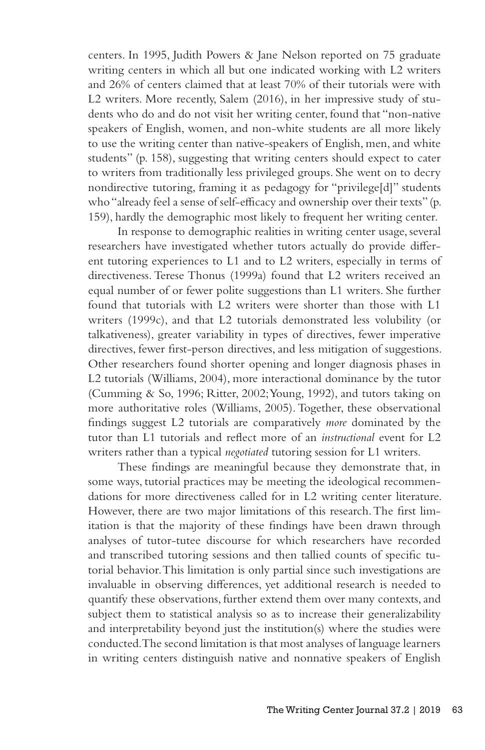centers. In 1995, Judith Powers & Jane Nelson reported on 75 graduate writing centers in which all but one indicated working with L2 writers and 26% of centers claimed that at least 70% of their tutorials were with L2 writers. More recently, Salem (2016), in her impressive study of students who do and do not visit her writing center, found that "non-native speakers of English, women, and non-white students are all more likely to use the writing center than native-speakers of English, men, and white students" (p. 158), suggesting that writing centers should expect to cater to writers from traditionally less privileged groups. She went on to decry nondirective tutoring, framing it as pedagogy for "privilege[d]" students who "already feel a sense of self-efficacy and ownership over their texts" (p. 159), hardly the demographic most likely to frequent her writing center.

In response to demographic realities in writing center usage, several researchers have investigated whether tutors actually do provide different tutoring experiences to L1 and to L2 writers, especially in terms of directiveness. Terese Thonus (1999a) found that L2 writers received an equal number of or fewer polite suggestions than L1 writers. She further found that tutorials with L2 writers were shorter than those with L1 writers (1999c), and that L2 tutorials demonstrated less volubility (or talkativeness), greater variability in types of directives, fewer imperative directives, fewer first-person directives, and less mitigation of suggestions. Other researchers found shorter opening and longer diagnosis phases in L2 tutorials (Williams, 2004), more interactional dominance by the tutor (Cumming & So, 1996; Ritter, 2002; Young, 1992), and tutors taking on more authoritative roles (Williams, 2005). Together, these observational findings suggest L2 tutorials are comparatively *more* dominated by the tutor than L1 tutorials and reflect more of an *instructional* event for L2 writers rather than a typical *negotiated* tutoring session for L1 writers.

These findings are meaningful because they demonstrate that, in some ways, tutorial practices may be meeting the ideological recommendations for more directiveness called for in L2 writing center literature. However, there are two major limitations of this research. The first limitation is that the majority of these findings have been drawn through analyses of tutor-tutee discourse for which researchers have recorded and transcribed tutoring sessions and then tallied counts of specific tutorial behavior. This limitation is only partial since such investigations are invaluable in observing differences, yet additional research is needed to quantify these observations, further extend them over many contexts, and subject them to statistical analysis so as to increase their generalizability and interpretability beyond just the institution(s) where the studies were conducted. The second limitation is that most analyses of language learners in writing centers distinguish native and nonnative speakers of English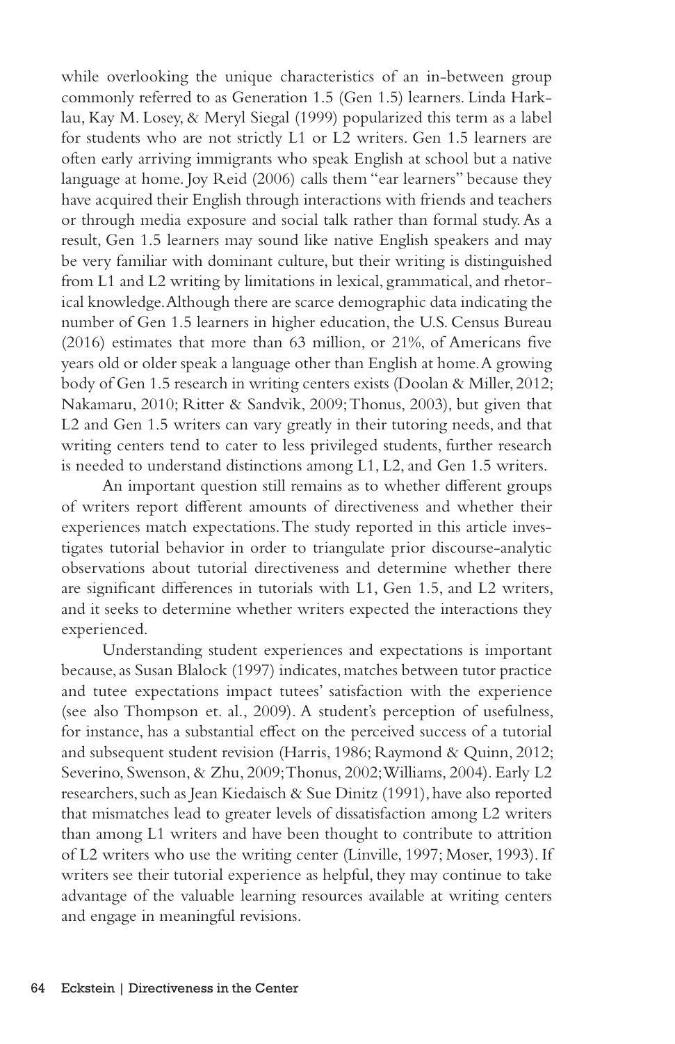while overlooking the unique characteristics of an in-between group commonly referred to as Generation 1.5 (Gen 1.5) learners. Linda Harklau, Kay M. Losey, & Meryl Siegal (1999) popularized this term as a label for students who are not strictly L1 or L2 writers. Gen 1.5 learners are often early arriving immigrants who speak English at school but a native language at home. Joy Reid (2006) calls them "ear learners" because they have acquired their English through interactions with friends and teachers or through media exposure and social talk rather than formal study. As a result, Gen 1.5 learners may sound like native English speakers and may be very familiar with dominant culture, but their writing is distinguished from L1 and L2 writing by limitations in lexical, grammatical, and rhetorical knowledge. Although there are scarce demographic data indicating the number of Gen 1.5 learners in higher education, the U.S. Census Bureau (2016) estimates that more than 63 million, or 21%, of Americans five years old or older speak a language other than English at home. A growing body of Gen 1.5 research in writing centers exists (Doolan & Miller, 2012; Nakamaru, 2010; Ritter & Sandvik, 2009; Thonus, 2003), but given that L2 and Gen 1.5 writers can vary greatly in their tutoring needs, and that writing centers tend to cater to less privileged students, further research is needed to understand distinctions among L1, L2, and Gen 1.5 writers.

An important question still remains as to whether different groups of writers report different amounts of directiveness and whether their experiences match expectations. The study reported in this article investigates tutorial behavior in order to triangulate prior discourse-analytic observations about tutorial directiveness and determine whether there are significant differences in tutorials with L1, Gen 1.5, and L2 writers, and it seeks to determine whether writers expected the interactions they experienced.

Understanding student experiences and expectations is important because, as Susan Blalock (1997) indicates, matches between tutor practice and tutee expectations impact tutees' satisfaction with the experience (see also Thompson et. al., 2009). A student's perception of usefulness, for instance, has a substantial effect on the perceived success of a tutorial and subsequent student revision (Harris, 1986; Raymond & Quinn, 2012; Severino, Swenson, & Zhu, 2009; Thonus, 2002; Williams, 2004). Early L2 researchers, such as Jean Kiedaisch & Sue Dinitz (1991), have also reported that mismatches lead to greater levels of dissatisfaction among L2 writers than among L1 writers and have been thought to contribute to attrition of L2 writers who use the writing center (Linville, 1997; Moser, 1993). If writers see their tutorial experience as helpful, they may continue to take advantage of the valuable learning resources available at writing centers and engage in meaningful revisions.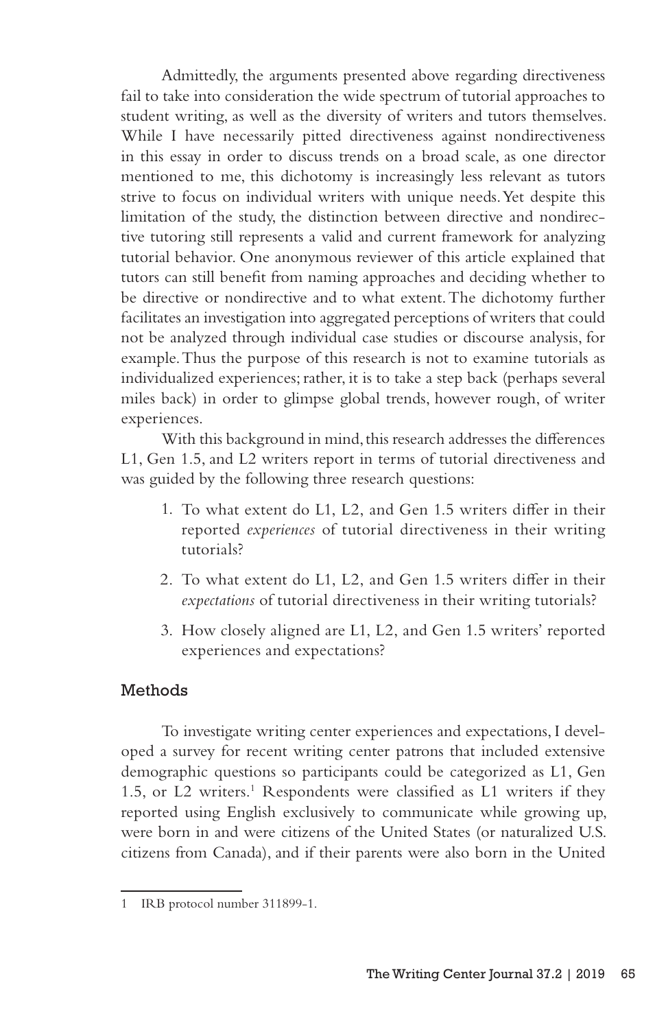Admittedly, the arguments presented above regarding directiveness fail to take into consideration the wide spectrum of tutorial approaches to student writing, as well as the diversity of writers and tutors themselves. While I have necessarily pitted directiveness against nondirectiveness in this essay in order to discuss trends on a broad scale, as one director mentioned to me, this dichotomy is increasingly less relevant as tutors strive to focus on individual writers with unique needs. Yet despite this limitation of the study, the distinction between directive and nondirective tutoring still represents a valid and current framework for analyzing tutorial behavior. One anonymous reviewer of this article explained that tutors can still benefit from naming approaches and deciding whether to be directive or nondirective and to what extent. The dichotomy further facilitates an investigation into aggregated perceptions of writers that could not be analyzed through individual case studies or discourse analysis, for example. Thus the purpose of this research is not to examine tutorials as individualized experiences; rather, it is to take a step back (perhaps several miles back) in order to glimpse global trends, however rough, of writer experiences.

With this background in mind, this research addresses the differences L1, Gen 1.5, and L2 writers report in terms of tutorial directiveness and was guided by the following three research questions:

1. To what extent do L1, L2, and Gen 1.5 writers differ in their reported *experiences* of tutorial directiveness in their writing tutorials?
2. To what extent do L1, L2, and Gen 1.5 writers differ in their *expectations* of tutorial directiveness in their writing tutorials?
3. How closely aligned are L1, L2, and Gen 1.5 writers' reported experiences and expectations?

## Methods

To investigate writing center experiences and expectations, I developed a survey for recent writing center patrons that included extensive demographic questions so participants could be categorized as L1, Gen 1.5, or L2 writers.[1] Respondents were classified as L1 writers if they reported using English exclusively to communicate while growing up, were born in and were citizens of the United States (or naturalized U.S. citizens from Canada), and if their parents were also born in the United

---

1 IRB protocol number 311899-1.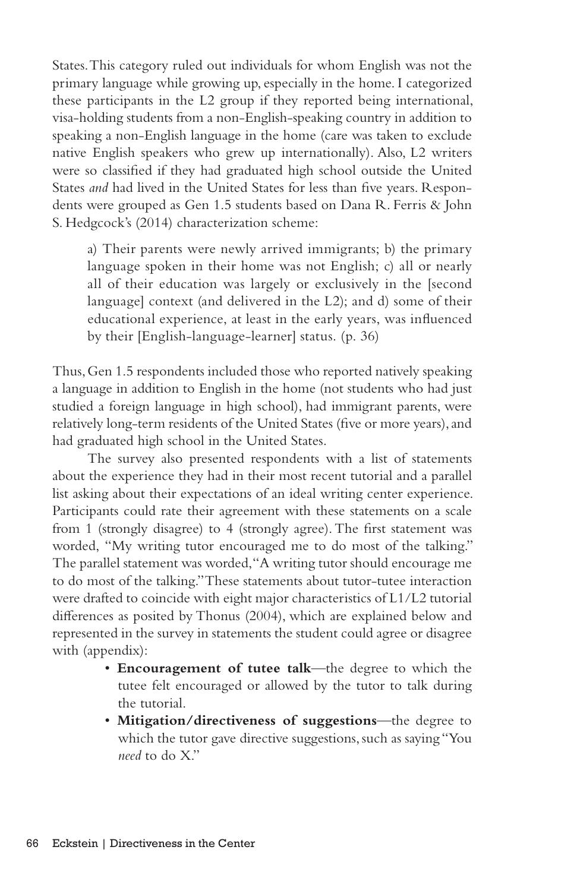States. This category ruled out individuals for whom English was not the primary language while growing up, especially in the home. I categorized these participants in the L2 group if they reported being international, visa-holding students from a non-English-speaking country in addition to speaking a non-English language in the home (care was taken to exclude native English speakers who grew up internationally). Also, L2 writers were so classified if they had graduated high school outside the United States *and* had lived in the United States for less than five years. Respondents were grouped as Gen 1.5 students based on Dana R. Ferris & John S. Hedgcock's (2014) characterization scheme:

> a) Their parents were newly arrived immigrants; b) the primary language spoken in their home was not English; c) all or nearly all of their education was largely or exclusively in the [second language] context (and delivered in the L2); and d) some of their educational experience, at least in the early years, was influenced by their [English-language-learner] status. (p. 36)

Thus, Gen 1.5 respondents included those who reported natively speaking a language in addition to English in the home (not students who had just studied a foreign language in high school), had immigrant parents, were relatively long-term residents of the United States (five or more years), and had graduated high school in the United States.

The survey also presented respondents with a list of statements about the experience they had in their most recent tutorial and a parallel list asking about their expectations of an ideal writing center experience. Participants could rate their agreement with these statements on a scale from 1 (strongly disagree) to 4 (strongly agree). The first statement was worded, "My writing tutor encouraged me to do most of the talking." The parallel statement was worded, "A writing tutor should encourage me to do most of the talking." These statements about tutor-tutee interaction were drafted to coincide with eight major characteristics of L1/L2 tutorial differences as posited by Thonus (2004), which are explained below and represented in the survey in statements the student could agree or disagree with (appendix):

- **Encouragement of tutee talk**—the degree to which the tutee felt encouraged or allowed by the tutor to talk during the tutorial.
- **Mitigation/directiveness of suggestions**—the degree to which the tutor gave directive suggestions, such as saying "You *need* to do X."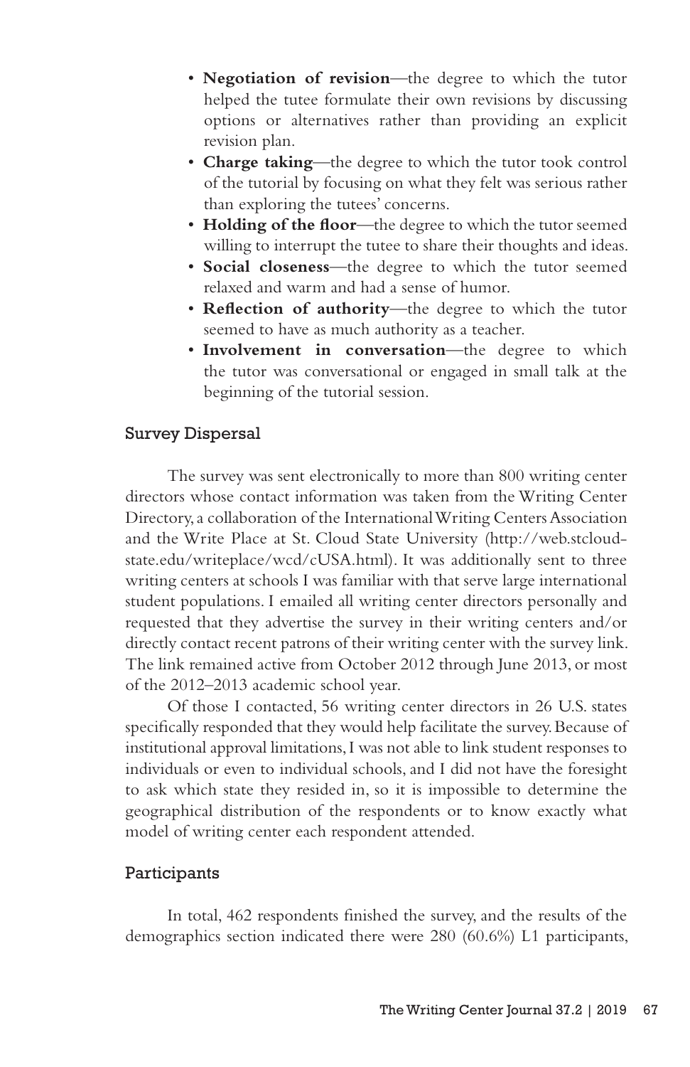- **Negotiation of revision**—the degree to which the tutor helped the tutee formulate their own revisions by discussing options or alternatives rather than providing an explicit revision plan.
- **Charge taking**—the degree to which the tutor took control of the tutorial by focusing on what they felt was serious rather than exploring the tutees' concerns.
- **Holding of the floor**—the degree to which the tutor seemed willing to interrupt the tutee to share their thoughts and ideas.
- **Social closeness**—the degree to which the tutor seemed relaxed and warm and had a sense of humor.
- **Reflection of authority**—the degree to which the tutor seemed to have as much authority as a teacher.
- **Involvement in conversation**—the degree to which the tutor was conversational or engaged in small talk at the beginning of the tutorial session.

## Survey Dispersal

The survey was sent electronically to more than 800 writing center directors whose contact information was taken from the Writing Center Directory, a collaboration of the International Writing Centers Association and the Write Place at St. Cloud State University (http://web.stcloudstate.edu/writeplace/wcd/cUSA.html). It was additionally sent to three writing centers at schools I was familiar with that serve large international student populations. I emailed all writing center directors personally and requested that they advertise the survey in their writing centers and/or directly contact recent patrons of their writing center with the survey link. The link remained active from October 2012 through June 2013, or most of the 2012–2013 academic school year.

Of those I contacted, 56 writing center directors in 26 U.S. states specifically responded that they would help facilitate the survey. Because of institutional approval limitations, I was not able to link student responses to individuals or even to individual schools, and I did not have the foresight to ask which state they resided in, so it is impossible to determine the geographical distribution of the respondents or to know exactly what model of writing center each respondent attended.

## Participants

In total, 462 respondents finished the survey, and the results of the demographics section indicated there were 280 (60.6%) L1 participants,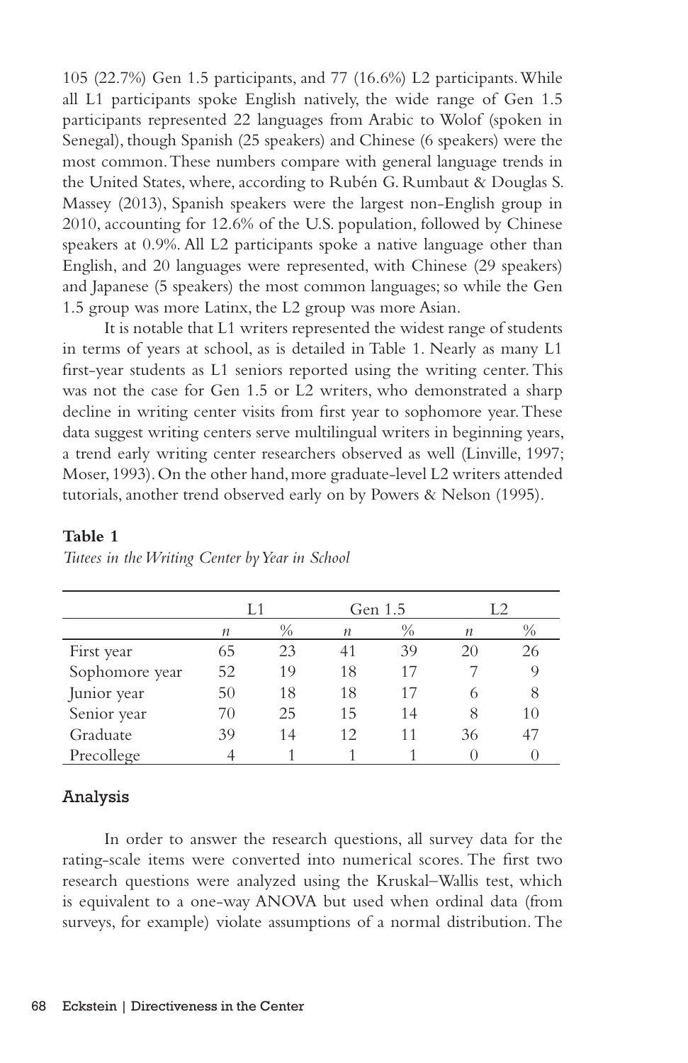105 (22.7%) Gen 1.5 participants, and 77 (16.6%) L2 participants. While all L1 participants spoke English natively, the wide range of Gen 1.5 participants represented 22 languages from Arabic to Wolof (spoken in Senegal), though Spanish (25 speakers) and Chinese (6 speakers) were the most common. These numbers compare with general language trends in the United States, where, according to Rubén G. Rumbaut & Douglas S. Massey (2013), Spanish speakers were the largest non-English group in 2010, accounting for 12.6% of the U.S. population, followed by Chinese speakers at 0.9%. All L2 participants spoke a native language other than English, and 20 languages were represented, with Chinese (29 speakers) and Japanese (5 speakers) the most common languages; so while the Gen 1.5 group was more Latinx, the L2 group was more Asian.

It is notable that L1 writers represented the widest range of students in terms of years at school, as is detailed in Table 1. Nearly as many L1 first-year students as L1 seniors reported using the writing center. This was not the case for Gen 1.5 or L2 writers, who demonstrated a sharp decline in writing center visits from first year to sophomore year. These data suggest writing centers serve multilingual writers in beginning years, a trend early writing center researchers observed as well (Linville, 1997; Moser, 1993). On the other hand, more graduate-level L2 writers attended tutorials, another trend observed early on by Powers & Nelson (1995).

**Table 1**

*Tutees in the Writing Center by Year in School*

| | L1 | | Gen 1.5 | | L2 | |
|---|---|---|---|---|---|---|
| | *n* | % | *n* | % | *n* | % |
| First year | 65 | 23 | 41 | 39 | 20 | 26 |
| Sophomore year | 52 | 19 | 18 | 17 | 7 | 9 |
| Junior year | 50 | 18 | 18 | 17 | 6 | 8 |
| Senior year | 70 | 25 | 15 | 14 | 8 | 10 |
| Graduate | 39 | 14 | 12 | 11 | 36 | 47 |
| Precollege | 4 | 1 | 1 | 1 | 0 | 0 |

## Analysis

In order to answer the research questions, all survey data for the rating-scale items were converted into numerical scores. The first two research questions were analyzed using the Kruskal–Wallis test, which is equivalent to a one-way ANOVA but used when ordinal data (from surveys, for example) violate assumptions of a normal distribution. The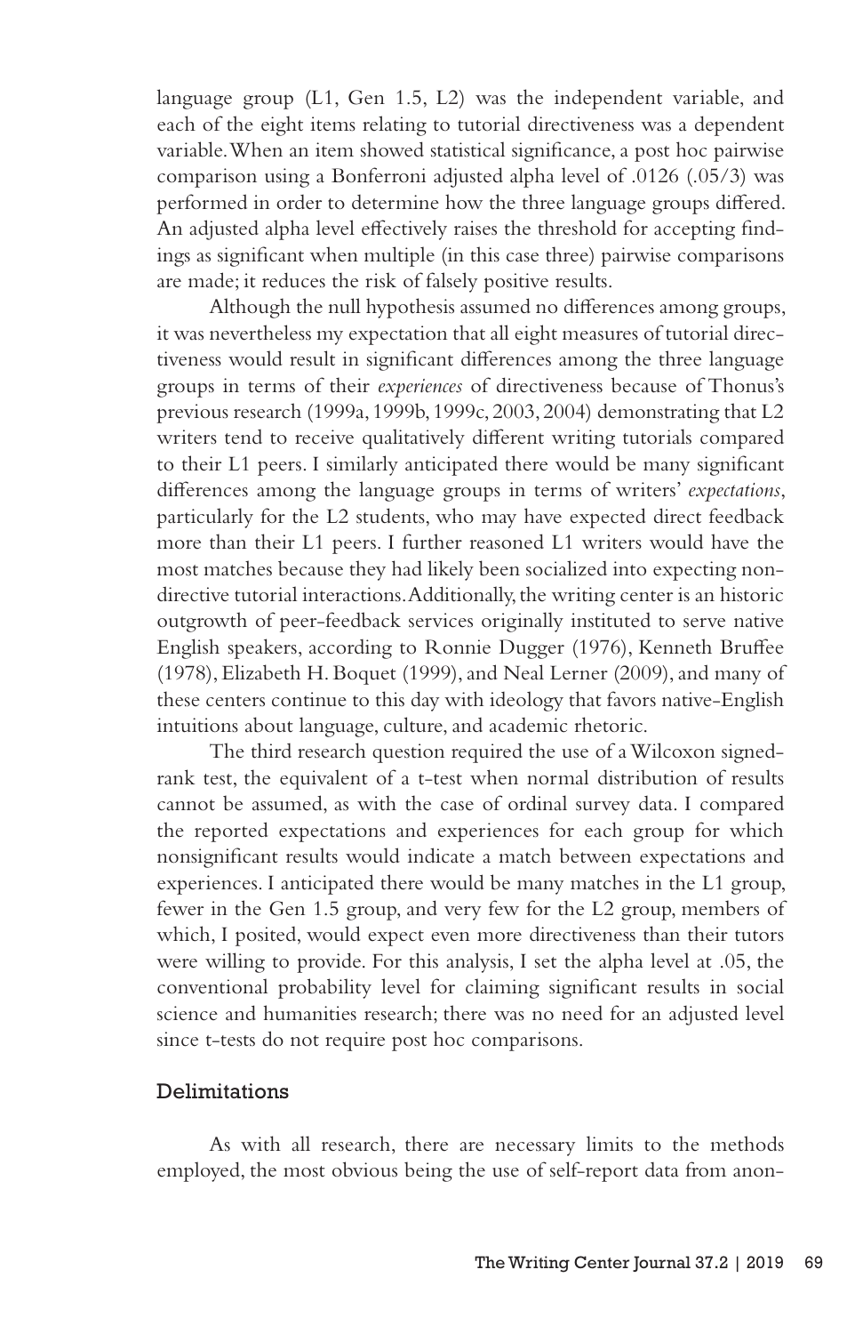language group (L1, Gen 1.5, L2) was the independent variable, and each of the eight items relating to tutorial directiveness was a dependent variable. When an item showed statistical significance, a post hoc pairwise comparison using a Bonferroni adjusted alpha level of .0126 (.05/3) was performed in order to determine how the three language groups differed. An adjusted alpha level effectively raises the threshold for accepting findings as significant when multiple (in this case three) pairwise comparisons are made; it reduces the risk of falsely positive results.

Although the null hypothesis assumed no differences among groups, it was nevertheless my expectation that all eight measures of tutorial directiveness would result in significant differences among the three language groups in terms of their *experiences* of directiveness because of Thonus's previous research (1999a, 1999b, 1999c, 2003, 2004) demonstrating that L2 writers tend to receive qualitatively different writing tutorials compared to their L1 peers. I similarly anticipated there would be many significant differences among the language groups in terms of writers' *expectations*, particularly for the L2 students, who may have expected direct feedback more than their L1 peers. I further reasoned L1 writers would have the most matches because they had likely been socialized into expecting nondirective tutorial interactions. Additionally, the writing center is an historic outgrowth of peer-feedback services originally instituted to serve native English speakers, according to Ronnie Dugger (1976), Kenneth Bruffee (1978), Elizabeth H. Boquet (1999), and Neal Lerner (2009), and many of these centers continue to this day with ideology that favors native-English intuitions about language, culture, and academic rhetoric.

The third research question required the use of a Wilcoxon signed-rank test, the equivalent of a t-test when normal distribution of results cannot be assumed, as with the case of ordinal survey data. I compared the reported expectations and experiences for each group for which nonsignificant results would indicate a match between expectations and experiences. I anticipated there would be many matches in the L1 group, fewer in the Gen 1.5 group, and very few for the L2 group, members of which, I posited, would expect even more directiveness than their tutors were willing to provide. For this analysis, I set the alpha level at .05, the conventional probability level for claiming significant results in social science and humanities research; there was no need for an adjusted level since t-tests do not require post hoc comparisons.

## Delimitations

As with all research, there are necessary limits to the methods employed, the most obvious being the use of self-report data from anon-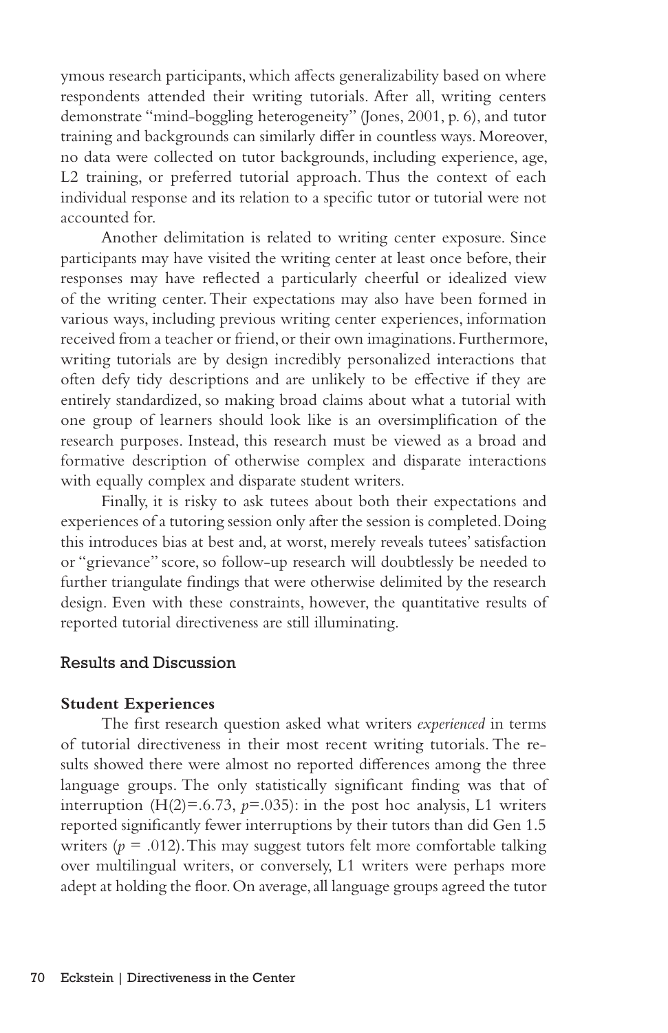ymous research participants, which affects generalizability based on where respondents attended their writing tutorials. After all, writing centers demonstrate "mind-boggling heterogeneity" (Jones, 2001, p. 6), and tutor training and backgrounds can similarly differ in countless ways. Moreover, no data were collected on tutor backgrounds, including experience, age, L2 training, or preferred tutorial approach. Thus the context of each individual response and its relation to a specific tutor or tutorial were not accounted for.

Another delimitation is related to writing center exposure. Since participants may have visited the writing center at least once before, their responses may have reflected a particularly cheerful or idealized view of the writing center. Their expectations may also have been formed in various ways, including previous writing center experiences, information received from a teacher or friend, or their own imaginations. Furthermore, writing tutorials are by design incredibly personalized interactions that often defy tidy descriptions and are unlikely to be effective if they are entirely standardized, so making broad claims about what a tutorial with one group of learners should look like is an oversimplification of the research purposes. Instead, this research must be viewed as a broad and formative description of otherwise complex and disparate interactions with equally complex and disparate student writers.

Finally, it is risky to ask tutees about both their expectations and experiences of a tutoring session only after the session is completed. Doing this introduces bias at best and, at worst, merely reveals tutees' satisfaction or "grievance" score, so follow-up research will doubtlessly be needed to further triangulate findings that were otherwise delimited by the research design. Even with these constraints, however, the quantitative results of reported tutorial directiveness are still illuminating.

## Results and Discussion

### Student Experiences

The first research question asked what writers *experienced* in terms of tutorial directiveness in their most recent writing tutorials. The results showed there were almost no reported differences among the three language groups. The only statistically significant finding was that of interruption ($H(2)=.6.73$, $p=.035$): in the post hoc analysis, L1 writers reported significantly fewer interruptions by their tutors than did Gen 1.5 writers ($p = .012$). This may suggest tutors felt more comfortable talking over multilingual writers, or conversely, L1 writers were perhaps more adept at holding the floor. On average, all language groups agreed the tutor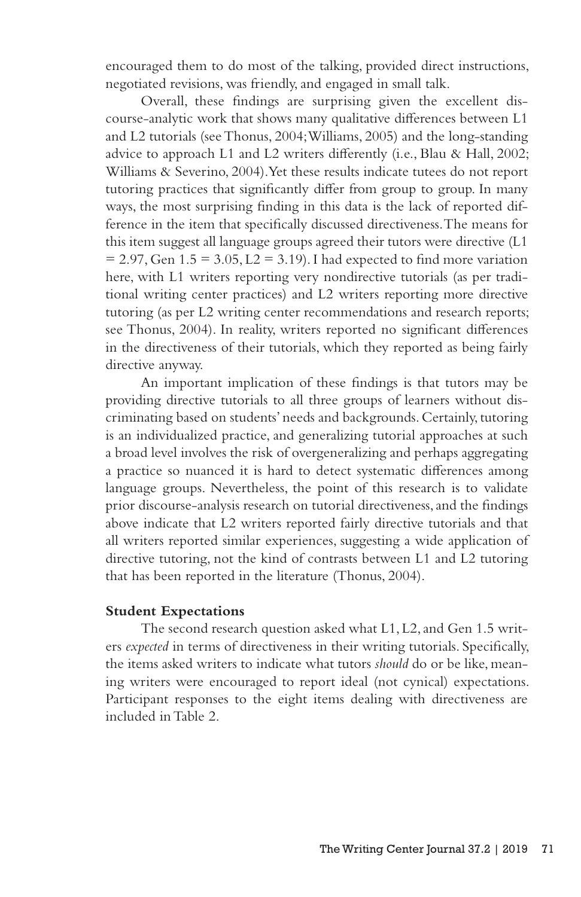encouraged them to do most of the talking, provided direct instructions, negotiated revisions, was friendly, and engaged in small talk.

Overall, these findings are surprising given the excellent discourse-analytic work that shows many qualitative differences between L1 and L2 tutorials (see Thonus, 2004; Williams, 2005) and the long-standing advice to approach L1 and L2 writers differently (i.e., Blau & Hall, 2002; Williams & Severino, 2004). Yet these results indicate tutees do not report tutoring practices that significantly differ from group to group. In many ways, the most surprising finding in this data is the lack of reported difference in the item that specifically discussed directiveness. The means for this item suggest all language groups agreed their tutors were directive (L1 = 2.97, Gen 1.5 = 3.05, L2 = 3.19). I had expected to find more variation here, with L1 writers reporting very nondirective tutorials (as per traditional writing center practices) and L2 writers reporting more directive tutoring (as per L2 writing center recommendations and research reports; see Thonus, 2004). In reality, writers reported no significant differences in the directiveness of their tutorials, which they reported as being fairly directive anyway.

An important implication of these findings is that tutors may be providing directive tutorials to all three groups of learners without discriminating based on students' needs and backgrounds. Certainly, tutoring is an individualized practice, and generalizing tutorial approaches at such a broad level involves the risk of overgeneralizing and perhaps aggregating a practice so nuanced it is hard to detect systematic differences among language groups. Nevertheless, the point of this research is to validate prior discourse-analysis research on tutorial directiveness, and the findings above indicate that L2 writers reported fairly directive tutorials and that all writers reported similar experiences, suggesting a wide application of directive tutoring, not the kind of contrasts between L1 and L2 tutoring that has been reported in the literature (Thonus, 2004).

### Student Expectations

The second research question asked what L1, L2, and Gen 1.5 writers *expected* in terms of directiveness in their writing tutorials. Specifically, the items asked writers to indicate what tutors *should* do or be like, meaning writers were encouraged to report ideal (not cynical) expectations. Participant responses to the eight items dealing with directiveness are included in Table 2.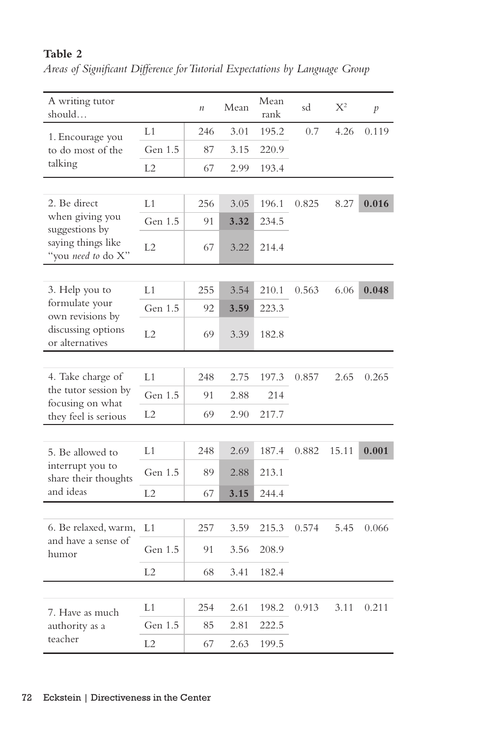**Table 2**

*Areas of Significant Difference for Tutorial Expectations by Language Group*

| A writing tutor should… | | *n* | Mean | Mean rank | sd | $X^2$ | *p* |
|---|---|---|---|---|---|---|---|
| 1. Encourage you to do most of the talking | L1 | 246 | 3.01 | 195.2 | 0.7 | 4.26 | 0.119 |
| | Gen 1.5 | 87 | 3.15 | 220.9 | | | |
| | L2 | 67 | 2.99 | 193.4 | | | |
| 2. Be direct when giving you suggestions by saying things like "you *need to* do X" | L1 | 256 | 3.05 | 196.1 | 0.825 | 8.27 | **0.016** |
| | Gen 1.5 | 91 | **3.32** | 234.5 | | | |
| | L2 | 67 | 3.22 | 214.4 | | | |
| 3. Help you to formulate your own revisions by discussing options or alternatives | L1 | 255 | 3.54 | 210.1 | 0.563 | 6.06 | **0.048** |
| | Gen 1.5 | 92 | **3.59** | 223.3 | | | |
| | L2 | 69 | 3.39 | 182.8 | | | |
| 4. Take charge of the tutor session by focusing on what they feel is serious | L1 | 248 | 2.75 | 197.3 | 0.857 | 2.65 | 0.265 |
| | Gen 1.5 | 91 | 2.88 | 214 | | | |
| | L2 | 69 | 2.90 | 217.7 | | | |
| 5. Be allowed to interrupt you to share their thoughts and ideas | L1 | 248 | 2.69 | 187.4 | 0.882 | 15.11 | **0.001** |
| | Gen 1.5 | 89 | 2.88 | 213.1 | | | |
| | L2 | 67 | **3.15** | 244.4 | | | |
| 6. Be relaxed, warm, and have a sense of humor | L1 | 257 | 3.59 | 215.3 | 0.574 | 5.45 | 0.066 |
| | Gen 1.5 | 91 | 3.56 | 208.9 | | | |
| | L2 | 68 | 3.41 | 182.4 | | | |
| 7. Have as much authority as a teacher | L1 | 254 | 2.61 | 198.2 | 0.913 | 3.11 | 0.211 |
| | Gen 1.5 | 85 | 2.81 | 222.5 | | | |
| | L2 | 67 | 2.63 | 199.5 | | | |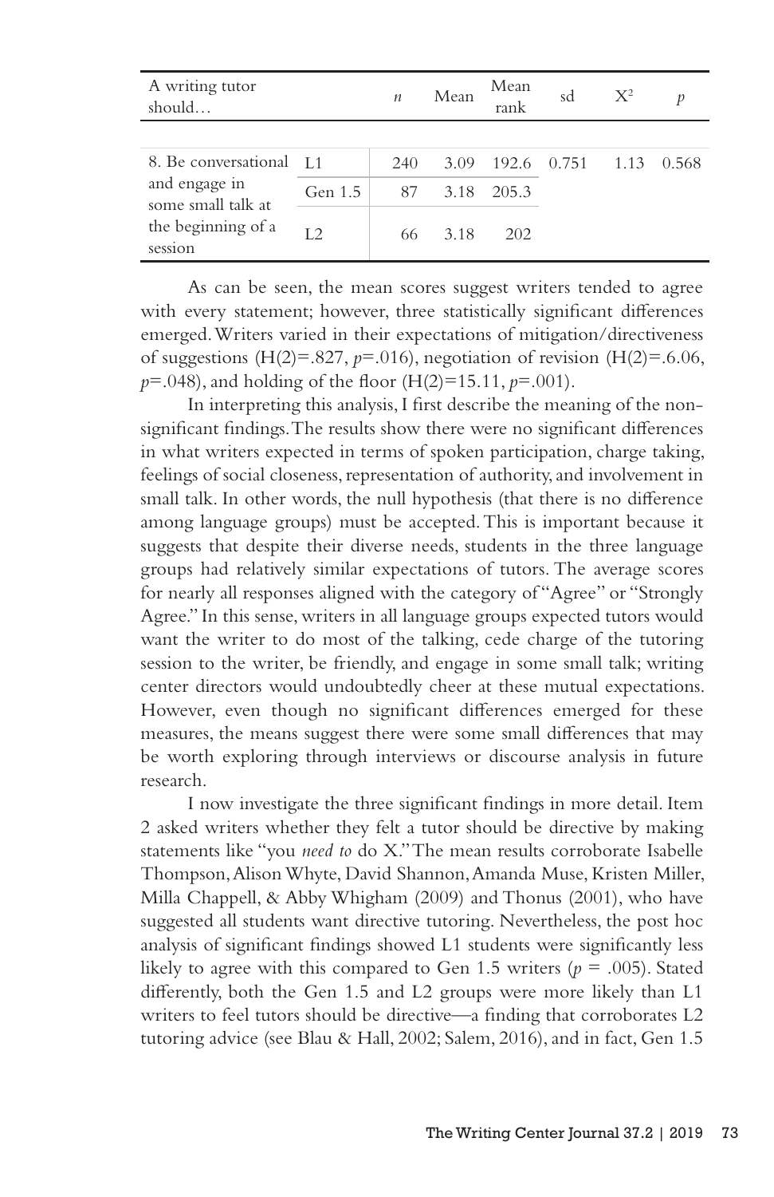| A writing tutor should… | | *n* | Mean | Mean rank | sd | $X^2$ | *p* |
|---|---|---|---|---|---|---|---|
| 8. Be conversational and engage in some small talk at the beginning of a session | L1 | 240 | 3.09 | 192.6 | 0.751 | 1.13 | 0.568 |
| | Gen 1.5 | 87 | 3.18 | 205.3 | | | |
| | L2 | 66 | 3.18 | 202 | | | |

As can be seen, the mean scores suggest writers tended to agree with every statement; however, three statistically significant differences emerged. Writers varied in their expectations of mitigation/directiveness of suggestions ($H(2)=.827$, $p=.016$), negotiation of revision ($H(2)=.6.06$, $p=.048$), and holding of the floor ($H(2)=15.11$, $p=.001$).

In interpreting this analysis, I first describe the meaning of the non-significant findings. The results show there were no significant differences in what writers expected in terms of spoken participation, charge taking, feelings of social closeness, representation of authority, and involvement in small talk. In other words, the null hypothesis (that there is no difference among language groups) must be accepted. This is important because it suggests that despite their diverse needs, students in the three language groups had relatively similar expectations of tutors. The average scores for nearly all responses aligned with the category of "Agree" or "Strongly Agree." In this sense, writers in all language groups expected tutors would want the writer to do most of the talking, cede charge of the tutoring session to the writer, be friendly, and engage in some small talk; writing center directors would undoubtedly cheer at these mutual expectations. However, even though no significant differences emerged for these measures, the means suggest there were some small differences that may be worth exploring through interviews or discourse analysis in future research.

I now investigate the three significant findings in more detail. Item 2 asked writers whether they felt a tutor should be directive by making statements like "you *need to* do X." The mean results corroborate Isabelle Thompson, Alison Whyte, David Shannon, Amanda Muse, Kristen Miller, Milla Chappell, & Abby Whigham (2009) and Thonus (2001), who have suggested all students want directive tutoring. Nevertheless, the post hoc analysis of significant findings showed L1 students were significantly less likely to agree with this compared to Gen 1.5 writers ($p$ = .005). Stated differently, both the Gen 1.5 and L2 groups were more likely than L1 writers to feel tutors should be directive—a finding that corroborates L2 tutoring advice (see Blau & Hall, 2002; Salem, 2016), and in fact, Gen 1.5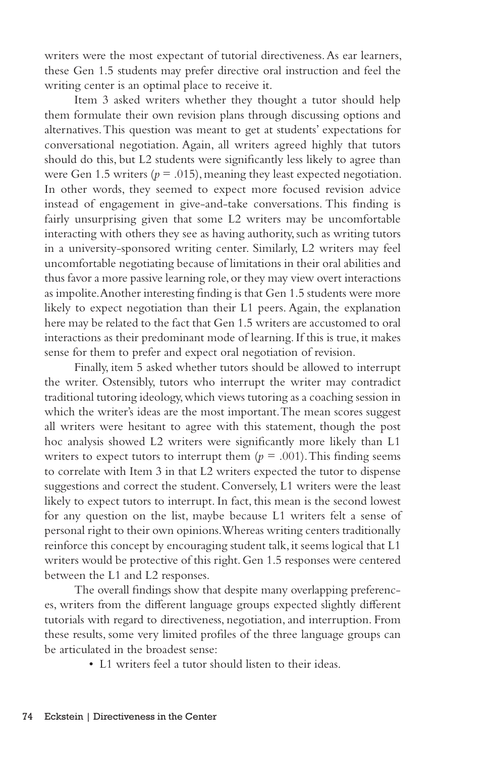writers were the most expectant of tutorial directiveness. As ear learners, these Gen 1.5 students may prefer directive oral instruction and feel the writing center is an optimal place to receive it.

Item 3 asked writers whether they thought a tutor should help them formulate their own revision plans through discussing options and alternatives. This question was meant to get at students' expectations for conversational negotiation. Again, all writers agreed highly that tutors should do this, but L2 students were significantly less likely to agree than were Gen 1.5 writers ($p$ = .015), meaning they least expected negotiation. In other words, they seemed to expect more focused revision advice instead of engagement in give-and-take conversations. This finding is fairly unsurprising given that some L2 writers may be uncomfortable interacting with others they see as having authority, such as writing tutors in a university-sponsored writing center. Similarly, L2 writers may feel uncomfortable negotiating because of limitations in their oral abilities and thus favor a more passive learning role, or they may view overt interactions as impolite. Another interesting finding is that Gen 1.5 students were more likely to expect negotiation than their L1 peers. Again, the explanation here may be related to the fact that Gen 1.5 writers are accustomed to oral interactions as their predominant mode of learning. If this is true, it makes sense for them to prefer and expect oral negotiation of revision.

Finally, item 5 asked whether tutors should be allowed to interrupt the writer. Ostensibly, tutors who interrupt the writer may contradict traditional tutoring ideology, which views tutoring as a coaching session in which the writer's ideas are the most important. The mean scores suggest all writers were hesitant to agree with this statement, though the post hoc analysis showed L2 writers were significantly more likely than L1 writers to expect tutors to interrupt them ($p$ = .001). This finding seems to correlate with Item 3 in that L2 writers expected the tutor to dispense suggestions and correct the student. Conversely, L1 writers were the least likely to expect tutors to interrupt. In fact, this mean is the second lowest for any question on the list, maybe because L1 writers felt a sense of personal right to their own opinions. Whereas writing centers traditionally reinforce this concept by encouraging student talk, it seems logical that L1 writers would be protective of this right. Gen 1.5 responses were centered between the L1 and L2 responses.

The overall findings show that despite many overlapping preferences, writers from the different language groups expected slightly different tutorials with regard to directiveness, negotiation, and interruption. From these results, some very limited profiles of the three language groups can be articulated in the broadest sense:

- L1 writers feel a tutor should listen to their ideas.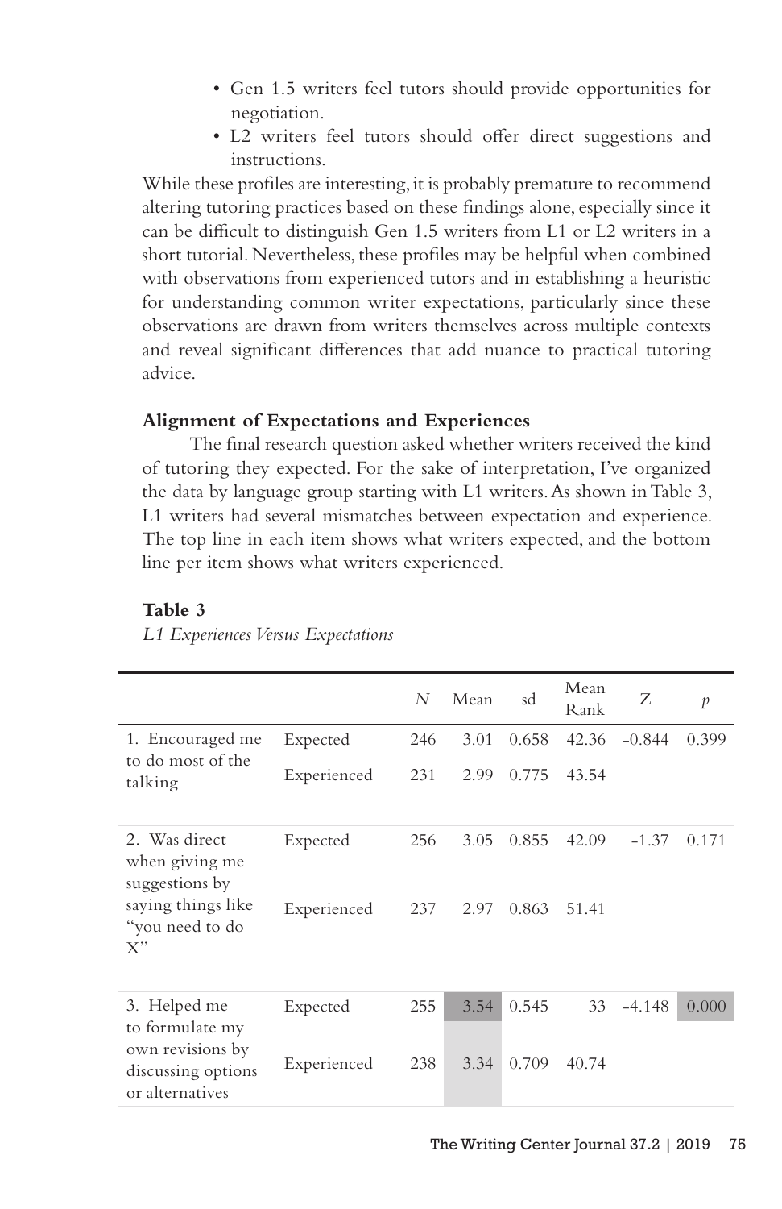- Gen 1.5 writers feel tutors should provide opportunities for negotiation.
- L2 writers feel tutors should offer direct suggestions and instructions.

While these profiles are interesting, it is probably premature to recommend altering tutoring practices based on these findings alone, especially since it can be difficult to distinguish Gen 1.5 writers from L1 or L2 writers in a short tutorial. Nevertheless, these profiles may be helpful when combined with observations from experienced tutors and in establishing a heuristic for understanding common writer expectations, particularly since these observations are drawn from writers themselves across multiple contexts and reveal significant differences that add nuance to practical tutoring advice.

### Alignment of Expectations and Experiences

The final research question asked whether writers received the kind of tutoring they expected. For the sake of interpretation, I've organized the data by language group starting with L1 writers. As shown in Table 3, L1 writers had several mismatches between expectation and experience. The top line in each item shows what writers expected, and the bottom line per item shows what writers experienced.

**Table 3**

*L1 Experiences Versus Expectations*

| | | $N$ | Mean | sd | Mean Rank | Z | $p$ |
|---|---|---|---|---|---|---|---|
| 1. Encouraged me to do most of the talking | Expected | 246 | 3.01 | 0.658 | 42.36 | –0.844 | 0.399 |
| | Experienced | 231 | 2.99 | 0.775 | 43.54 | | |
| 2. Was direct when giving me suggestions by saying things like "you need to do X" | Expected | 256 | 3.05 | 0.855 | 42.09 | –1.37 | 0.171 |
| | Experienced | 237 | 2.97 | 0.863 | 51.41 | | |
| 3. Helped me to formulate my own revisions by discussing options or alternatives | Expected | 255 | 3.54 | 0.545 | 33 | –4.148 | 0.000 |
| | Experienced | 238 | 3.34 | 0.709 | 40.74 | | |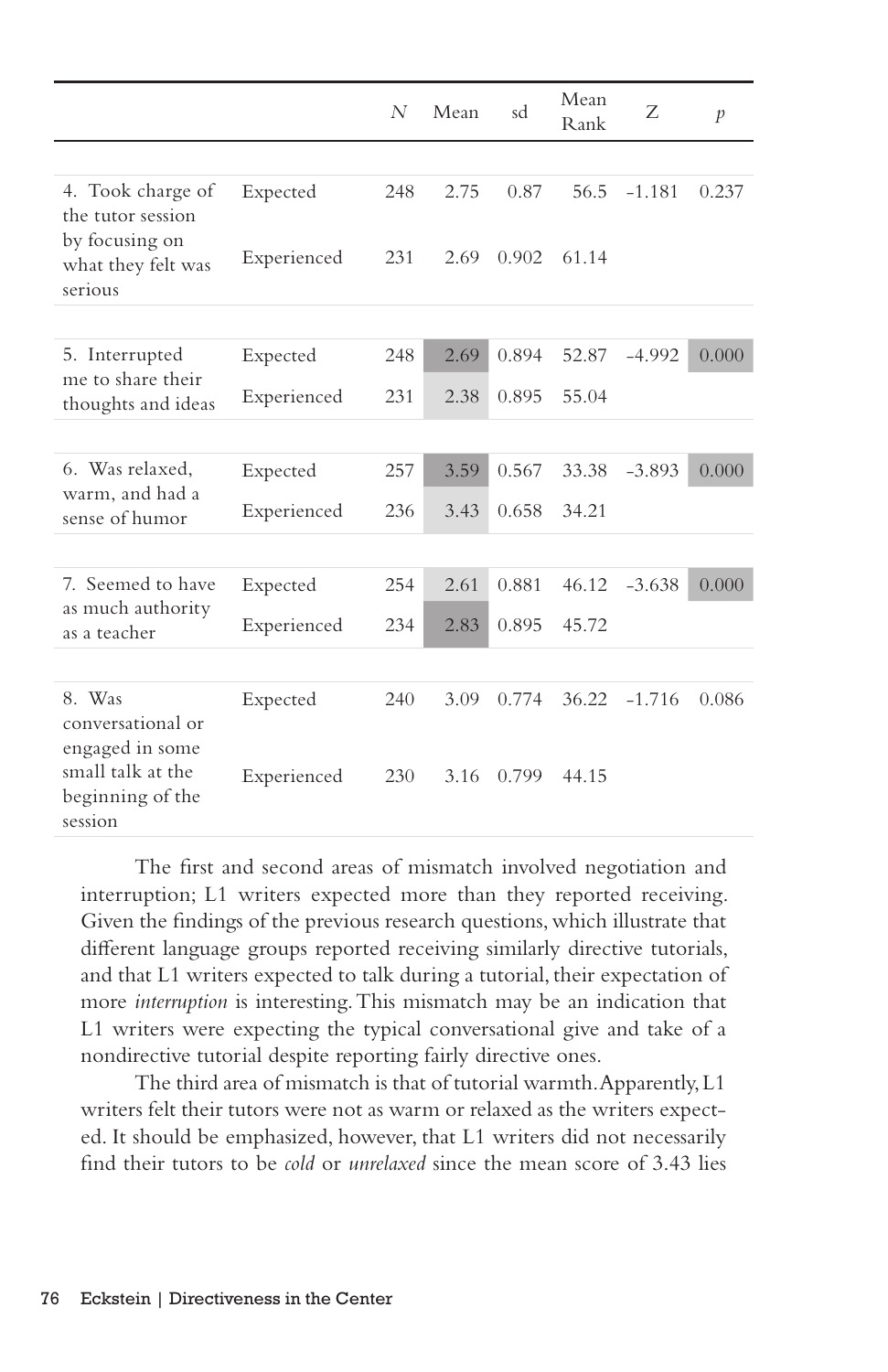| | | *N* | Mean | sd | Mean Rank | Z | *p* |
|---|---|---|---|---|---|---|---|
| 4. Took charge of the tutor session by focusing on what they felt was serious | Expected | 248 | 2.75 | 0.87 | 56.5 | -1.181 | 0.237 |
| | Experienced | 231 | 2.69 | 0.902 | 61.14 | | |
| 5. Interrupted me to share their thoughts and ideas | Expected | 248 | 2.69 | 0.894 | 52.87 | -4.992 | 0.000 |
| | Experienced | 231 | 2.38 | 0.895 | 55.04 | | |
| 6. Was relaxed, warm, and had a sense of humor | Expected | 257 | 3.59 | 0.567 | 33.38 | -3.893 | 0.000 |
| | Experienced | 236 | 3.43 | 0.658 | 34.21 | | |
| 7. Seemed to have as much authority as a teacher | Expected | 254 | 2.61 | 0.881 | 46.12 | -3.638 | 0.000 |
| | Experienced | 234 | 2.83 | 0.895 | 45.72 | | |
| 8. Was conversational or engaged in some small talk at the beginning of the session | Expected | 240 | 3.09 | 0.774 | 36.22 | -1.716 | 0.086 |
| | Experienced | 230 | 3.16 | 0.799 | 44.15 | | |

The first and second areas of mismatch involved negotiation and interruption; L1 writers expected more than they reported receiving. Given the findings of the previous research questions, which illustrate that different language groups reported receiving similarly directive tutorials, and that L1 writers expected to talk during a tutorial, their expectation of more *interruption* is interesting. This mismatch may be an indication that L1 writers were expecting the typical conversational give and take of a nondirective tutorial despite reporting fairly directive ones.

The third area of mismatch is that of tutorial warmth. Apparently, L1 writers felt their tutors were not as warm or relaxed as the writers expected. It should be emphasized, however, that L1 writers did not necessarily find their tutors to be *cold* or *unrelaxed* since the mean score of 3.43 lies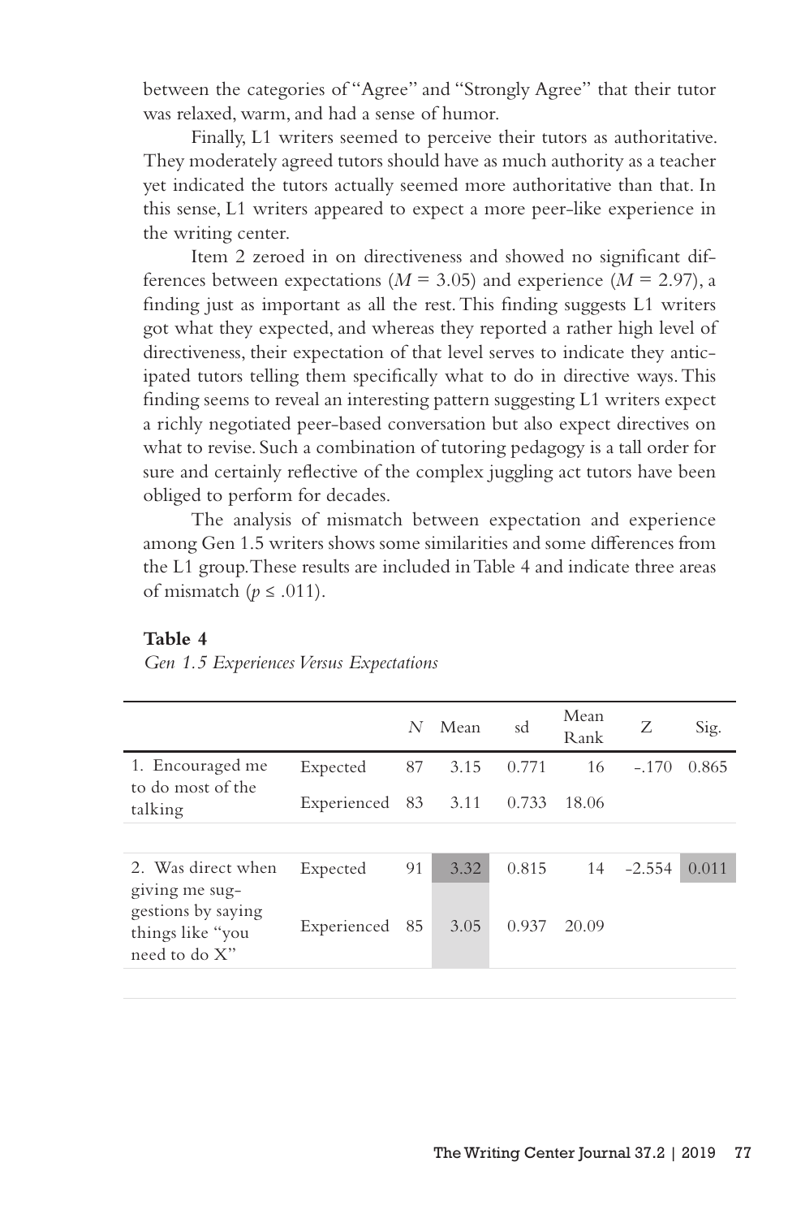between the categories of "Agree" and "Strongly Agree" that their tutor was relaxed, warm, and had a sense of humor.

Finally, L1 writers seemed to perceive their tutors as authoritative. They moderately agreed tutors should have as much authority as a teacher yet indicated the tutors actually seemed more authoritative than that. In this sense, L1 writers appeared to expect a more peer-like experience in the writing center.

Item 2 zeroed in on directiveness and showed no significant differences between expectations ($M$ = 3.05) and experience ($M$ = 2.97), a finding just as important as all the rest. This finding suggests L1 writers got what they expected, and whereas they reported a rather high level of directiveness, their expectation of that level serves to indicate they anticipated tutors telling them specifically what to do in directive ways. This finding seems to reveal an interesting pattern suggesting L1 writers expect a richly negotiated peer-based conversation but also expect directives on what to revise. Such a combination of tutoring pedagogy is a tall order for sure and certainly reflective of the complex juggling act tutors have been obliged to perform for decades.

The analysis of mismatch between expectation and experience among Gen 1.5 writers shows some similarities and some differences from the L1 group. These results are included in Table 4 and indicate three areas of mismatch ($p \leq .011$).

**Table 4**

*Gen 1.5 Experiences Versus Expectations*

| | | $N$ | Mean | sd | Mean Rank | Z | Sig. |
|---|---|---|---|---|---|---|---|
| 1. Encouraged me to do most of the talking | Expected | 87 | 3.15 | 0.771 | 16 | -.170 | 0.865 |
| | Experienced | 83 | 3.11 | 0.733 | 18.06 | | |
| 2. Was direct when giving me suggestions by saying things like "you need to do X" | Expected | 91 | 3.32 | 0.815 | 14 | -2.554 | 0.011 |
| | Experienced | 85 | 3.05 | 0.937 | 20.09 | | |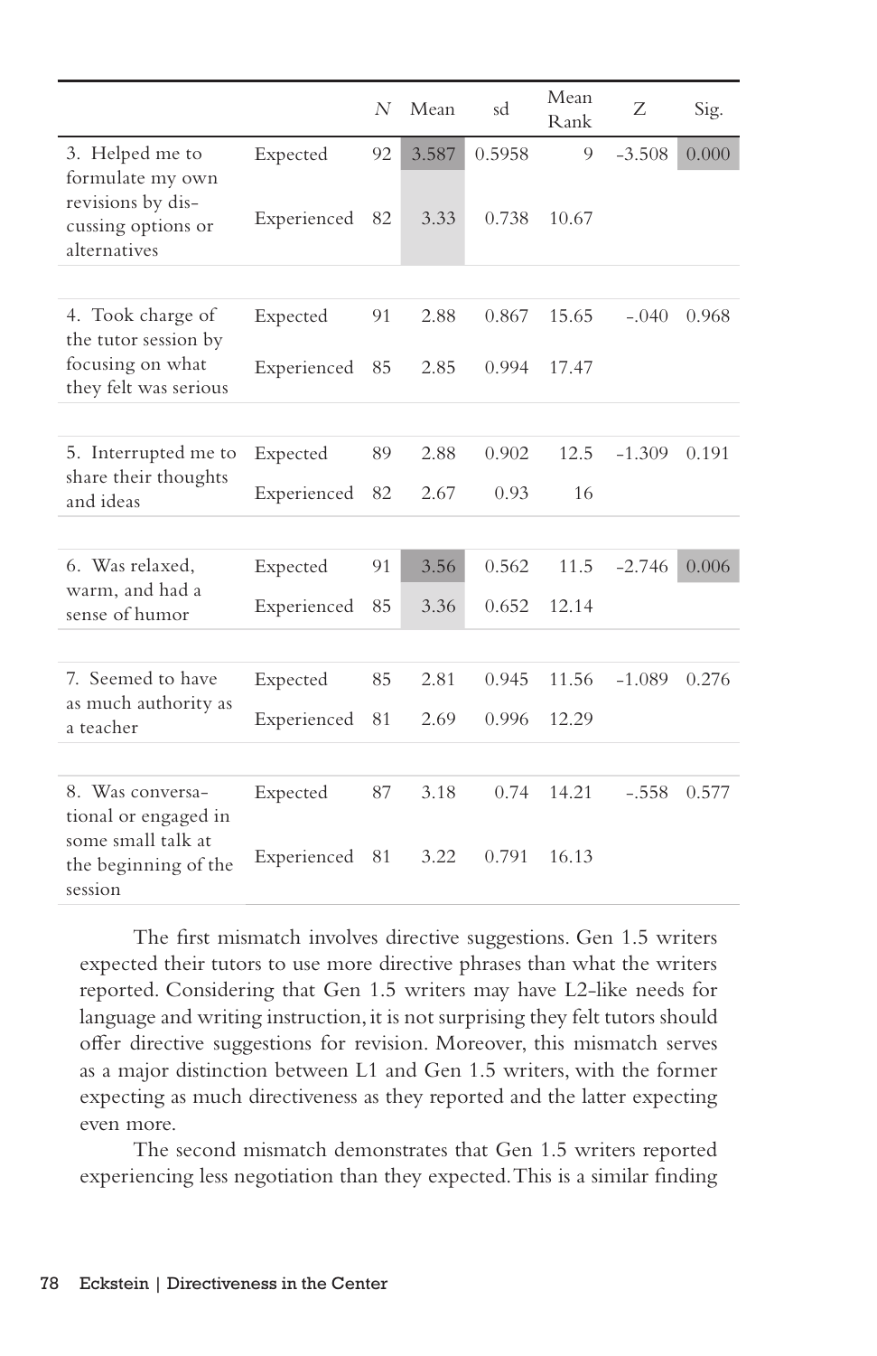| | | *N* | Mean | sd | Mean Rank | Z | Sig. |
|---|---|---|---|---|---|---|---|
| 3. Helped me to formulate my own revisions by discussing options or alternatives | Expected | 92 | 3.587 | 0.5958 | 9 | -3.508 | 0.000 |
| | Experienced | 82 | 3.33 | 0.738 | 10.67 | | |
| 4. Took charge of the tutor session by focusing on what they felt was serious | Expected | 91 | 2.88 | 0.867 | 15.65 | -.040 | 0.968 |
| | Experienced | 85 | 2.85 | 0.994 | 17.47 | | |
| 5. Interrupted me to share their thoughts and ideas | Expected | 89 | 2.88 | 0.902 | 12.5 | -1.309 | 0.191 |
| | Experienced | 82 | 2.67 | 0.93 | 16 | | |
| 6. Was relaxed, warm, and had a sense of humor | Expected | 91 | 3.56 | 0.562 | 11.5 | -2.746 | 0.006 |
| | Experienced | 85 | 3.36 | 0.652 | 12.14 | | |
| 7. Seemed to have as much authority as a teacher | Expected | 85 | 2.81 | 0.945 | 11.56 | -1.089 | 0.276 |
| | Experienced | 81 | 2.69 | 0.996 | 12.29 | | |
| 8. Was conversational or engaged in some small talk at the beginning of the session | Expected | 87 | 3.18 | 0.74 | 14.21 | -.558 | 0.577 |
| | Experienced | 81 | 3.22 | 0.791 | 16.13 | | |

The first mismatch involves directive suggestions. Gen 1.5 writers expected their tutors to use more directive phrases than what the writers reported. Considering that Gen 1.5 writers may have L2-like needs for language and writing instruction, it is not surprising they felt tutors should offer directive suggestions for revision. Moreover, this mismatch serves as a major distinction between L1 and Gen 1.5 writers, with the former expecting as much directiveness as they reported and the latter expecting even more.

The second mismatch demonstrates that Gen 1.5 writers reported experiencing less negotiation than they expected. This is a similar finding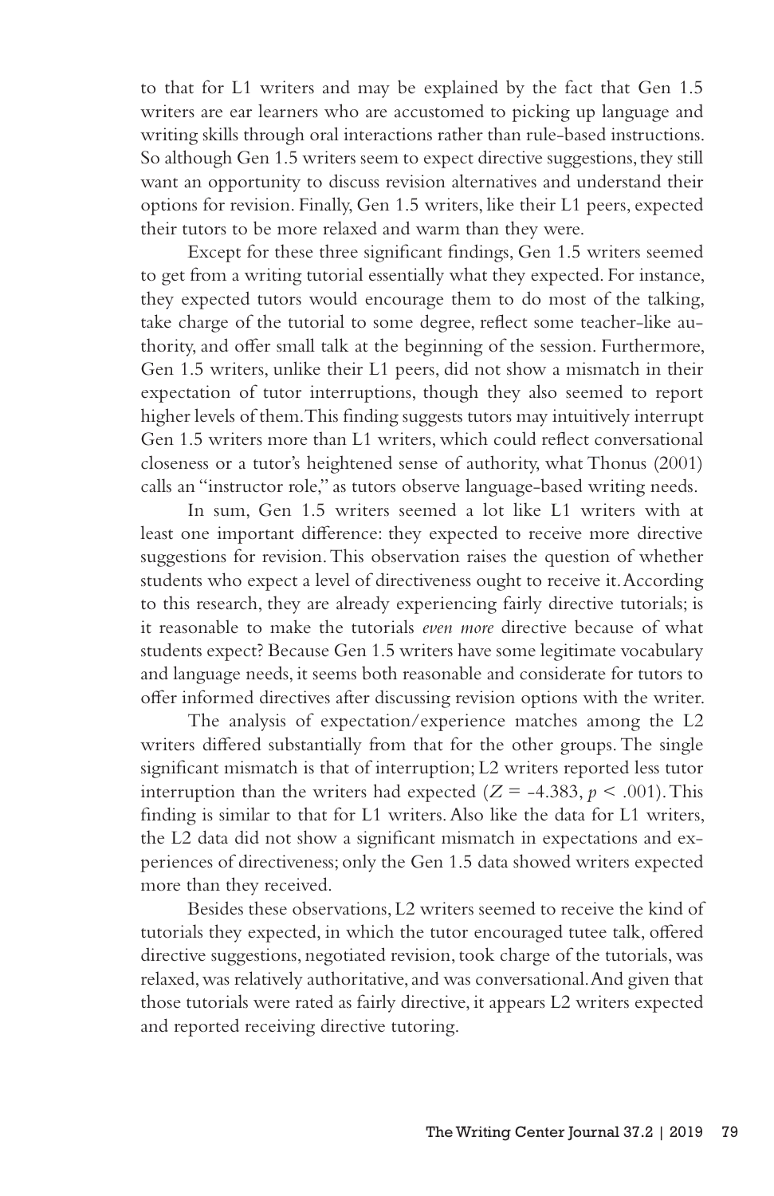to that for L1 writers and may be explained by the fact that Gen 1.5 writers are ear learners who are accustomed to picking up language and writing skills through oral interactions rather than rule-based instructions. So although Gen 1.5 writers seem to expect directive suggestions, they still want an opportunity to discuss revision alternatives and understand their options for revision. Finally, Gen 1.5 writers, like their L1 peers, expected their tutors to be more relaxed and warm than they were.

Except for these three significant findings, Gen 1.5 writers seemed to get from a writing tutorial essentially what they expected. For instance, they expected tutors would encourage them to do most of the talking, take charge of the tutorial to some degree, reflect some teacher-like authority, and offer small talk at the beginning of the session. Furthermore, Gen 1.5 writers, unlike their L1 peers, did not show a mismatch in their expectation of tutor interruptions, though they also seemed to report higher levels of them. This finding suggests tutors may intuitively interrupt Gen 1.5 writers more than L1 writers, which could reflect conversational closeness or a tutor's heightened sense of authority, what Thonus (2001) calls an "instructor role," as tutors observe language-based writing needs.

In sum, Gen 1.5 writers seemed a lot like L1 writers with at least one important difference: they expected to receive more directive suggestions for revision. This observation raises the question of whether students who expect a level of directiveness ought to receive it. According to this research, they are already experiencing fairly directive tutorials; is it reasonable to make the tutorials *even more* directive because of what students expect? Because Gen 1.5 writers have some legitimate vocabulary and language needs, it seems both reasonable and considerate for tutors to offer informed directives after discussing revision options with the writer.

The analysis of expectation/experience matches among the L2 writers differed substantially from that for the other groups. The single significant mismatch is that of interruption; L2 writers reported less tutor interruption than the writers had expected ($Z = -4.383$, $p < .001$). This finding is similar to that for L1 writers. Also like the data for L1 writers, the L2 data did not show a significant mismatch in expectations and experiences of directiveness; only the Gen 1.5 data showed writers expected more than they received.

Besides these observations, L2 writers seemed to receive the kind of tutorials they expected, in which the tutor encouraged tutee talk, offered directive suggestions, negotiated revision, took charge of the tutorials, was relaxed, was relatively authoritative, and was conversational. And given that those tutorials were rated as fairly directive, it appears L2 writers expected and reported receiving directive tutoring.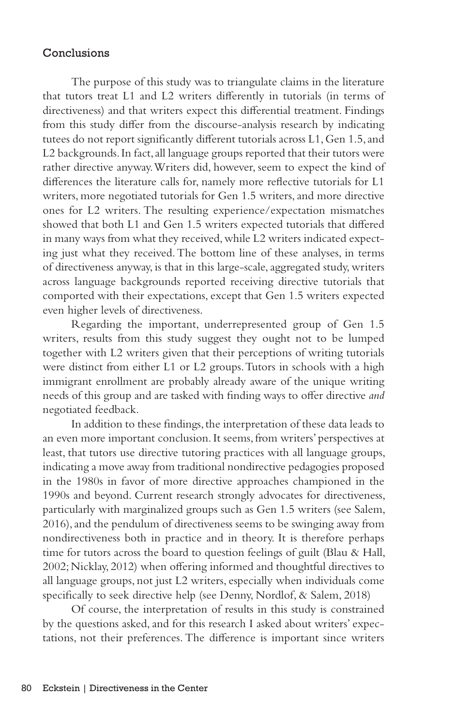## Conclusions

The purpose of this study was to triangulate claims in the literature that tutors treat L1 and L2 writers differently in tutorials (in terms of directiveness) and that writers expect this differential treatment. Findings from this study differ from the discourse-analysis research by indicating tutees do not report significantly different tutorials across L1, Gen 1.5, and L2 backgrounds. In fact, all language groups reported that their tutors were rather directive anyway. Writers did, however, seem to expect the kind of differences the literature calls for, namely more reflective tutorials for L1 writers, more negotiated tutorials for Gen 1.5 writers, and more directive ones for L2 writers. The resulting experience/expectation mismatches showed that both L1 and Gen 1.5 writers expected tutorials that differed in many ways from what they received, while L2 writers indicated expecting just what they received. The bottom line of these analyses, in terms of directiveness anyway, is that in this large-scale, aggregated study, writers across language backgrounds reported receiving directive tutorials that comported with their expectations, except that Gen 1.5 writers expected even higher levels of directiveness.

Regarding the important, underrepresented group of Gen 1.5 writers, results from this study suggest they ought not to be lumped together with L2 writers given that their perceptions of writing tutorials were distinct from either L1 or L2 groups. Tutors in schools with a high immigrant enrollment are probably already aware of the unique writing needs of this group and are tasked with finding ways to offer directive *and* negotiated feedback.

In addition to these findings, the interpretation of these data leads to an even more important conclusion. It seems, from writers' perspectives at least, that tutors use directive tutoring practices with all language groups, indicating a move away from traditional nondirective pedagogies proposed in the 1980s in favor of more directive approaches championed in the 1990s and beyond. Current research strongly advocates for directiveness, particularly with marginalized groups such as Gen 1.5 writers (see Salem, 2016), and the pendulum of directiveness seems to be swinging away from nondirectiveness both in practice and in theory. It is therefore perhaps time for tutors across the board to question feelings of guilt (Blau & Hall, 2002; Nicklay, 2012) when offering informed and thoughtful directives to all language groups, not just L2 writers, especially when individuals come specifically to seek directive help (see Denny, Nordlof, & Salem, 2018)

Of course, the interpretation of results in this study is constrained by the questions asked, and for this research I asked about writers' expectations, not their preferences. The difference is important since writers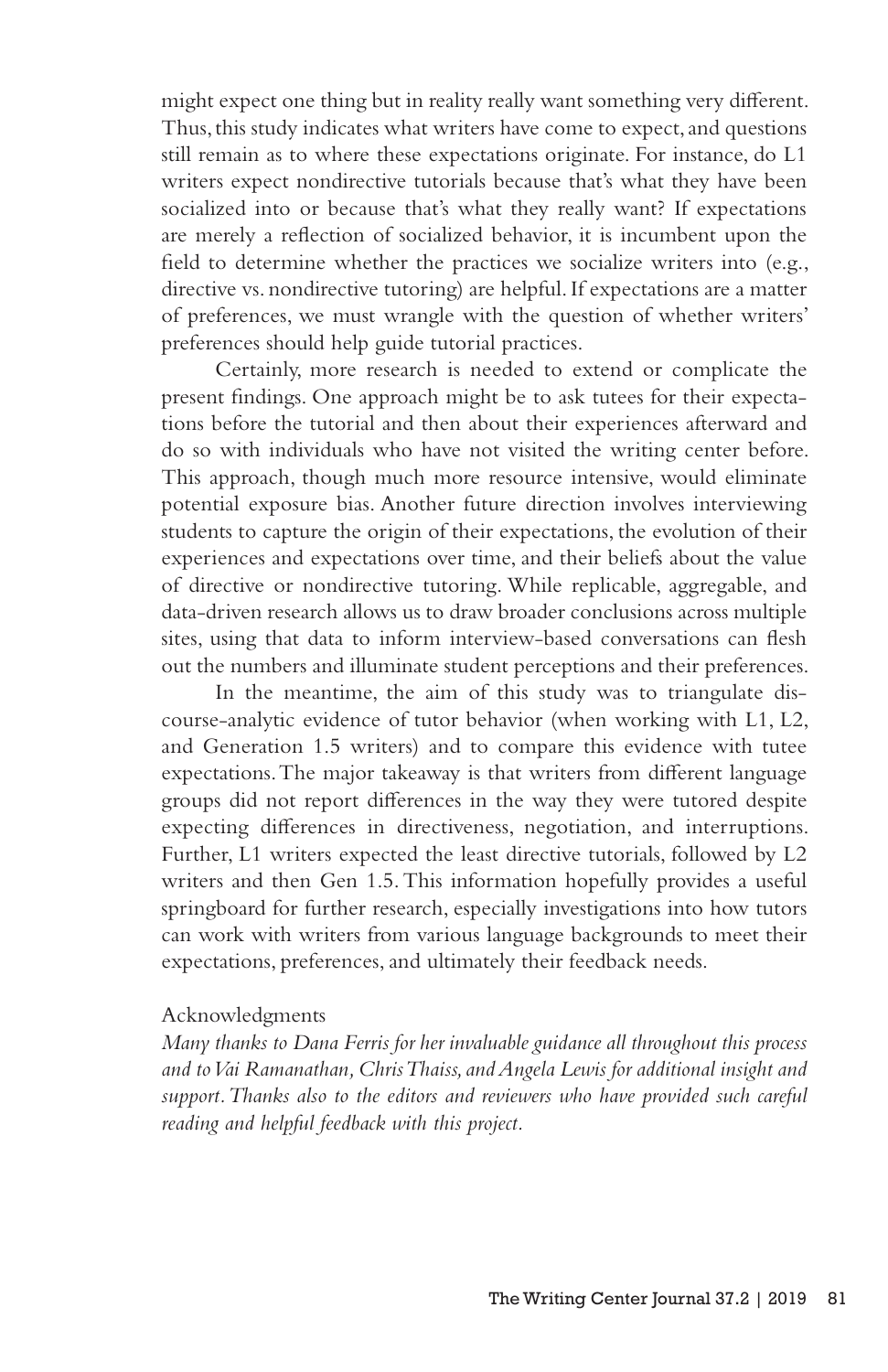might expect one thing but in reality really want something very different. Thus, this study indicates what writers have come to expect, and questions still remain as to where these expectations originate. For instance, do L1 writers expect nondirective tutorials because that's what they have been socialized into or because that's what they really want? If expectations are merely a reflection of socialized behavior, it is incumbent upon the field to determine whether the practices we socialize writers into (e.g., directive vs. nondirective tutoring) are helpful. If expectations are a matter of preferences, we must wrangle with the question of whether writers' preferences should help guide tutorial practices.

Certainly, more research is needed to extend or complicate the present findings. One approach might be to ask tutees for their expectations before the tutorial and then about their experiences afterward and do so with individuals who have not visited the writing center before. This approach, though much more resource intensive, would eliminate potential exposure bias. Another future direction involves interviewing students to capture the origin of their expectations, the evolution of their experiences and expectations over time, and their beliefs about the value of directive or nondirective tutoring. While replicable, aggregable, and data-driven research allows us to draw broader conclusions across multiple sites, using that data to inform interview-based conversations can flesh out the numbers and illuminate student perceptions and their preferences.

In the meantime, the aim of this study was to triangulate discourse-analytic evidence of tutor behavior (when working with L1, L2, and Generation 1.5 writers) and to compare this evidence with tutee expectations. The major takeaway is that writers from different language groups did not report differences in the way they were tutored despite expecting differences in directiveness, negotiation, and interruptions. Further, L1 writers expected the least directive tutorials, followed by L2 writers and then Gen 1.5. This information hopefully provides a useful springboard for further research, especially investigations into how tutors can work with writers from various language backgrounds to meet their expectations, preferences, and ultimately their feedback needs.

## Acknowledgments

*Many thanks to Dana Ferris for her invaluable guidance all throughout this process and to Vai Ramanathan, Chris Thaiss, and Angela Lewis for additional insight and support. Thanks also to the editors and reviewers who have provided such careful reading and helpful feedback with this project.*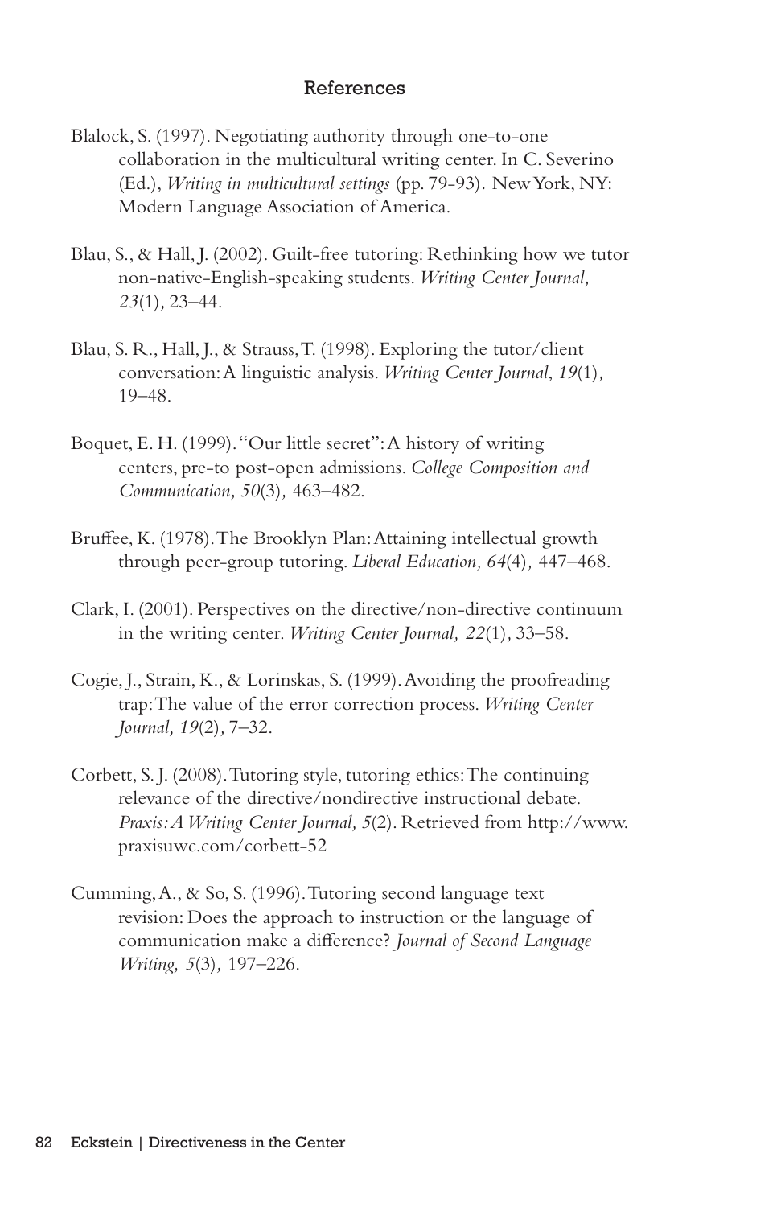## References

Blalock, S. (1997). Negotiating authority through one-to-one collaboration in the multicultural writing center. In C. Severino (Ed.), *Writing in multicultural settings* (pp. 79-93). New York, NY: Modern Language Association of America.

Blau, S., & Hall, J. (2002). Guilt-free tutoring: Rethinking how we tutor non-native-English-speaking students. *Writing Center Journal, 23*(1), 23–44.

Blau, S. R., Hall, J., & Strauss, T. (1998). Exploring the tutor/client conversation: A linguistic analysis. *Writing Center Journal*, *19*(1), 19–48.

Boquet, E. H. (1999). "Our little secret": A history of writing centers, pre-to post-open admissions. *College Composition and Communication, 50*(3), 463–482.

Bruffee, K. (1978). The Brooklyn Plan: Attaining intellectual growth through peer-group tutoring. *Liberal Education, 64*(4), 447–468.

Clark, I. (2001). Perspectives on the directive/non-directive continuum in the writing center. *Writing Center Journal, 22*(1), 33–58.

Cogie, J., Strain, K., & Lorinskas, S. (1999). Avoiding the proofreading trap: The value of the error correction process. *Writing Center Journal, 19*(2), 7–32.

Corbett, S. J. (2008). Tutoring style, tutoring ethics: The continuing relevance of the directive/nondirective instructional debate. *Praxis: A Writing Center Journal, 5*(2). Retrieved from http://www.praxisuwc.com/corbett-52

Cumming, A., & So, S. (1996). Tutoring second language text revision: Does the approach to instruction or the language of communication make a difference? *Journal of Second Language Writing, 5*(3), 197–226.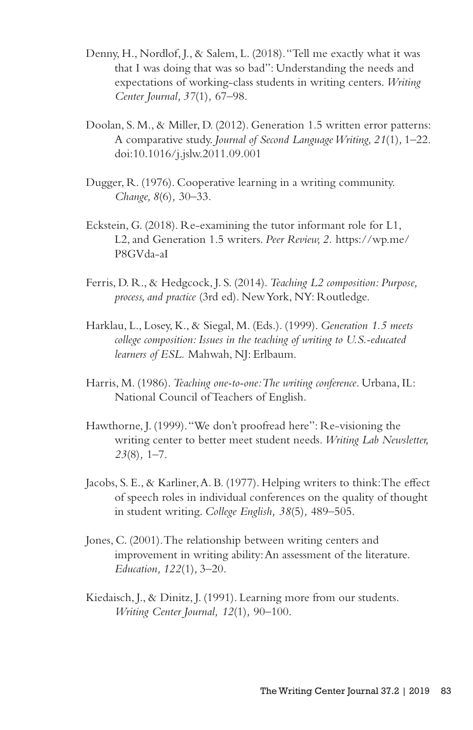Denny, H., Nordlof, J., & Salem, L. (2018). "Tell me exactly what it was that I was doing that was so bad": Understanding the needs and expectations of working-class students in writing centers. *Writing Center Journal, 37*(1), 67–98.

Doolan, S. M., & Miller, D. (2012). Generation 1.5 written error patterns: A comparative study. *Journal of Second Language Writing, 21*(1), 1–22. doi:10.1016/j.jslw.2011.09.001

Dugger, R. (1976). Cooperative learning in a writing community. *Change, 8*(6), 30–33.

Eckstein, G. (2018). Re-examining the tutor informant role for L1, L2, and Generation 1.5 writers. *Peer Review, 2.* https://wp.me/P8GVda-aI

Ferris, D. R., & Hedgcock, J. S. (2014). *Teaching L2 composition: Purpose, process, and practice* (3rd ed). New York, NY: Routledge.

Harklau, L., Losey, K., & Siegal, M. (Eds.). (1999). *Generation 1.5 meets college composition: Issues in the teaching of writing to U.S.-educated learners of ESL.* Mahwah, NJ: Erlbaum.

Harris, M. (1986). *Teaching one-to-one: The writing conference.* Urbana, IL: National Council of Teachers of English.

Hawthorne, J. (1999). "We don't proofread here": Re-visioning the writing center to better meet student needs. *Writing Lab Newsletter, 23*(8), 1–7.

Jacobs, S. E., & Karliner, A. B. (1977). Helping writers to think: The effect of speech roles in individual conferences on the quality of thought in student writing. *College English, 38*(5), 489–505.

Jones, C. (2001). The relationship between writing centers and improvement in writing ability: An assessment of the literature. *Education, 122*(1), 3–20.

Kiedaisch, J., & Dinitz, J. (1991). Learning more from our students. *Writing Center Journal, 12*(1), 90–100.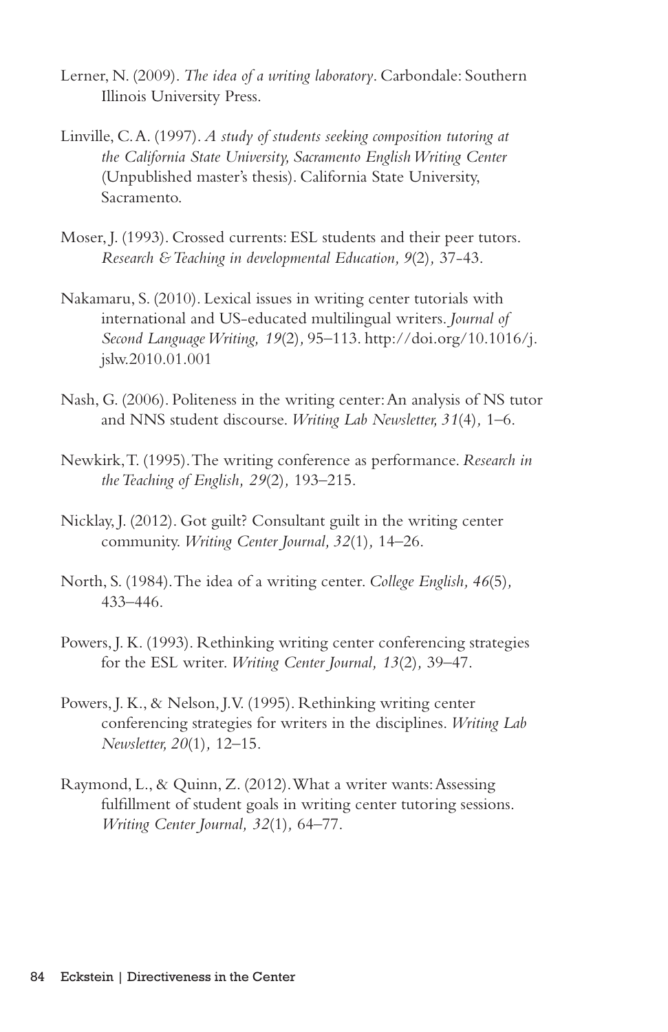Lerner, N. (2009). *The idea of a writing laboratory*. Carbondale: Southern Illinois University Press.

Linville, C. A. (1997). *A study of students seeking composition tutoring at the California State University, Sacramento English Writing Center* (Unpublished master's thesis). California State University, Sacramento.

Moser, J. (1993). Crossed currents: ESL students and their peer tutors. *Research & Teaching in developmental Education, 9*(2), 37-43.

Nakamaru, S. (2010). Lexical issues in writing center tutorials with international and US-educated multilingual writers. *Journal of Second Language Writing, 19*(2), 95–113. http://doi.org/10.1016/j.jslw.2010.01.001

Nash, G. (2006). Politeness in the writing center: An analysis of NS tutor and NNS student discourse. *Writing Lab Newsletter, 31*(4), 1–6.

Newkirk, T. (1995). The writing conference as performance. *Research in the Teaching of English, 29*(2), 193–215.

Nicklay, J. (2012). Got guilt? Consultant guilt in the writing center community. *Writing Center Journal, 32*(1), 14–26.

North, S. (1984). The idea of a writing center. *College English, 46*(5), 433–446.

Powers, J. K. (1993). Rethinking writing center conferencing strategies for the ESL writer. *Writing Center Journal, 13*(2), 39–47.

Powers, J. K., & Nelson, J. V. (1995). Rethinking writing center conferencing strategies for writers in the disciplines. *Writing Lab Newsletter, 20*(1), 12–15.

Raymond, L., & Quinn, Z. (2012). What a writer wants: Assessing fulfillment of student goals in writing center tutoring sessions. *Writing Center Journal, 32*(1), 64–77.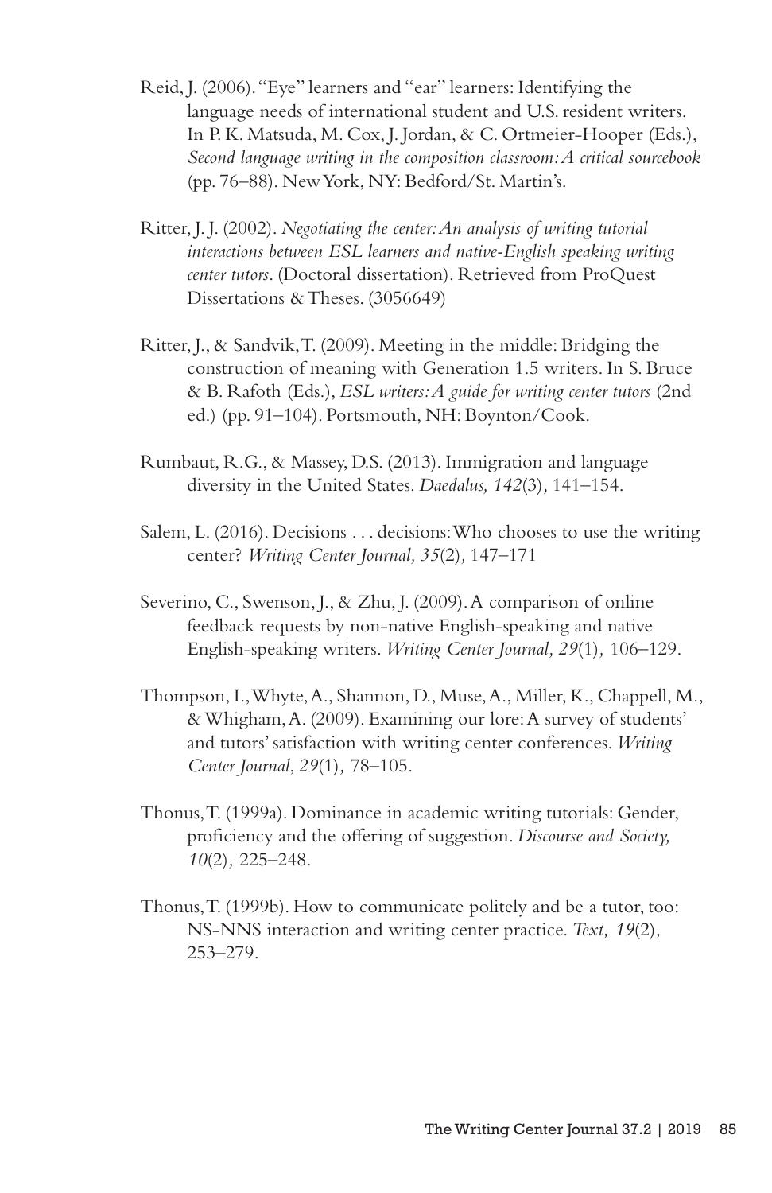Reid, J. (2006). "Eye" learners and "ear" learners: Identifying the language needs of international student and U.S. resident writers. In P. K. Matsuda, M. Cox, J. Jordan, & C. Ortmeier-Hooper (Eds.), *Second language writing in the composition classroom: A critical sourcebook* (pp. 76–88). New York, NY: Bedford/St. Martin's.

Ritter, J. J. (2002). *Negotiating the center: An analysis of writing tutorial interactions between ESL learners and native-English speaking writing center tutors*. (Doctoral dissertation). Retrieved from ProQuest Dissertations & Theses. (3056649)

Ritter, J., & Sandvik, T. (2009). Meeting in the middle: Bridging the construction of meaning with Generation 1.5 writers. In S. Bruce & B. Rafoth (Eds.), *ESL writers: A guide for writing center tutors* (2nd ed.) (pp. 91–104). Portsmouth, NH: Boynton/Cook.

Rumbaut, R.G., & Massey, D.S. (2013). Immigration and language diversity in the United States. *Daedalus, 142*(3), 141–154.

Salem, L. (2016). Decisions . . . decisions: Who chooses to use the writing center? *Writing Center Journal, 35*(2), 147–171

Severino, C., Swenson, J., & Zhu, J. (2009). A comparison of online feedback requests by non-native English-speaking and native English-speaking writers. *Writing Center Journal, 29*(1), 106–129.

Thompson, I., Whyte, A., Shannon, D., Muse, A., Miller, K., Chappell, M., & Whigham, A. (2009). Examining our lore: A survey of students' and tutors' satisfaction with writing center conferences. *Writing Center Journal*, *29*(1), 78–105.

Thonus, T. (1999a). Dominance in academic writing tutorials: Gender, proficiency and the offering of suggestion. *Discourse and Society, 10*(2), 225–248.

Thonus, T. (1999b). How to communicate politely and be a tutor, too: NS-NNS interaction and writing center practice. *Text, 19*(2), 253–279.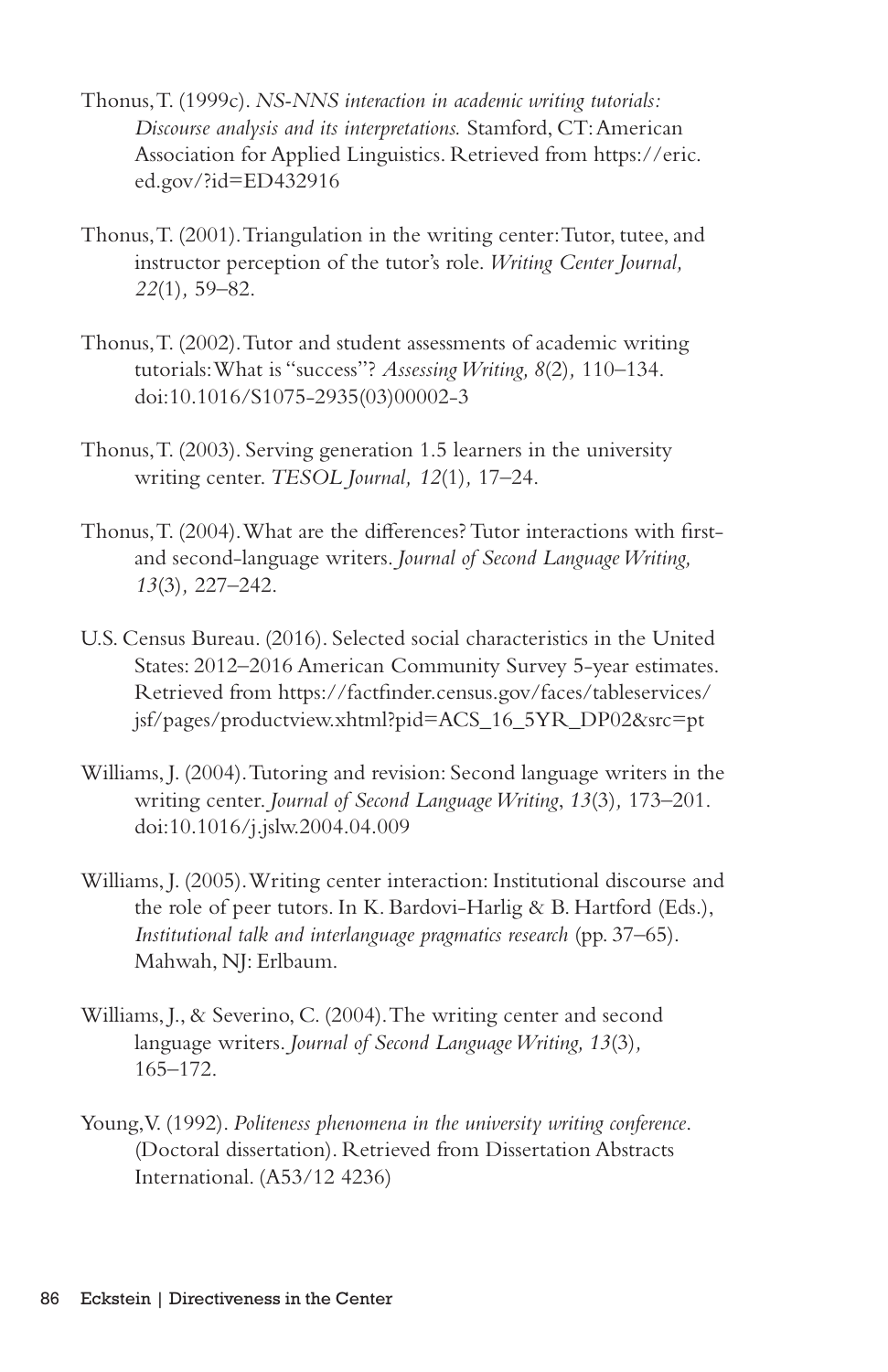Thonus, T. (1999c). *NS-NNS interaction in academic writing tutorials: Discourse analysis and its interpretations.* Stamford, CT: American Association for Applied Linguistics. Retrieved from https://eric.ed.gov/?id=ED432916

Thonus, T. (2001). Triangulation in the writing center: Tutor, tutee, and instructor perception of the tutor's role. *Writing Center Journal, 22*(1), 59–82.

Thonus, T. (2002). Tutor and student assessments of academic writing tutorials: What is "success"? *Assessing Writing, 8*(2), 110–134. doi:10.1016/S1075-2935(03)00002-3

Thonus, T. (2003). Serving generation 1.5 learners in the university writing center. *TESOL Journal, 12*(1), 17–24.

Thonus, T. (2004). What are the differences? Tutor interactions with first- and second-language writers. *Journal of Second Language Writing, 13*(3), 227–242.

U.S. Census Bureau. (2016). Selected social characteristics in the United States: 2012–2016 American Community Survey 5-year estimates. Retrieved from https://factfinder.census.gov/faces/tableservices/jsf/pages/productview.xhtml?pid=ACS_16_5YR_DP02&src=pt

Williams, J. (2004). Tutoring and revision: Second language writers in the writing center. *Journal of Second Language Writing*, *13*(3), 173–201. doi:10.1016/j.jslw.2004.04.009

Williams, J. (2005). Writing center interaction: Institutional discourse and the role of peer tutors. In K. Bardovi-Harlig & B. Hartford (Eds.), *Institutional talk and interlanguage pragmatics research* (pp. 37–65). Mahwah, NJ: Erlbaum.

Williams, J., & Severino, C. (2004). The writing center and second language writers. *Journal of Second Language Writing, 13*(3), 165–172.

Young, V. (1992). *Politeness phenomena in the university writing conference*. (Doctoral dissertation). Retrieved from Dissertation Abstracts International. (A53/12 4236)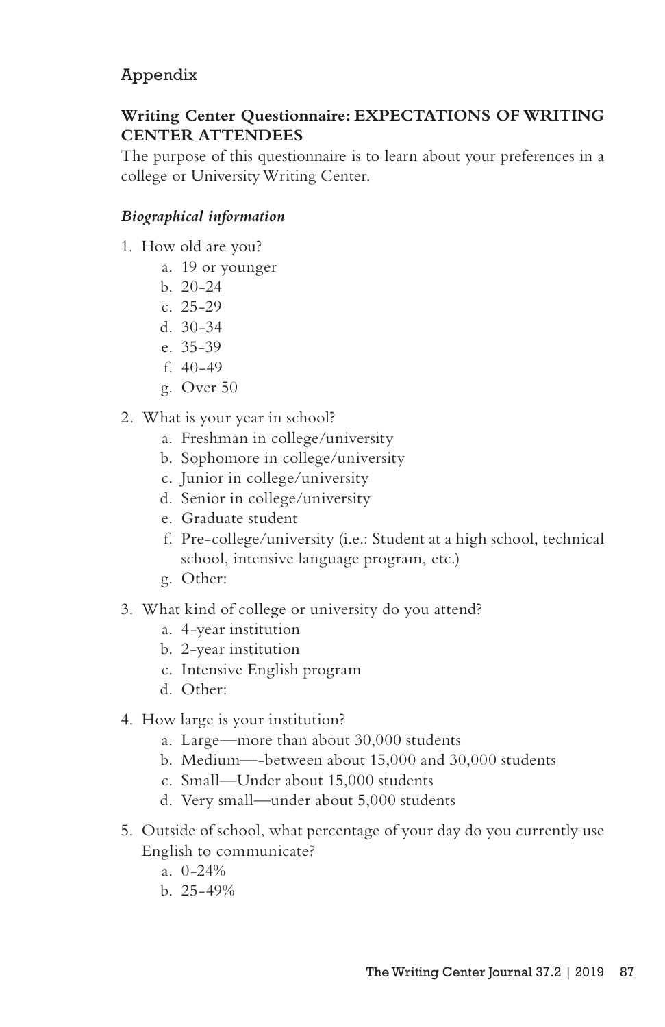## Appendix

**Writing Center Questionnaire: EXPECTATIONS OF WRITING CENTER ATTENDEES**

The purpose of this questionnaire is to learn about your preferences in a college or University Writing Center.

### *Biographical information*

1. How old are you?
    a. 19 or younger
    b. 20-24
    c. 25-29
    d. 30-34
    e. 35-39
    f. 40-49
    g. Over 50

2. What is your year in school?
    a. Freshman in college/university
    b. Sophomore in college/university
    c. Junior in college/university
    d. Senior in college/university
    e. Graduate student
    f. Pre-college/university (i.e.: Student at a high school, technical school, intensive language program, etc.)
    g. Other:

3. What kind of college or university do you attend?
    a. 4-year institution
    b. 2-year institution
    c. Intensive English program
    d. Other:

4. How large is your institution?
    a. Large—more than about 30,000 students
    b. Medium—-between about 15,000 and 30,000 students
    c. Small—Under about 15,000 students
    d. Very small—under about 5,000 students

5. Outside of school, what percentage of your day do you currently use English to communicate?
    a. 0-24%
    b. 25-49%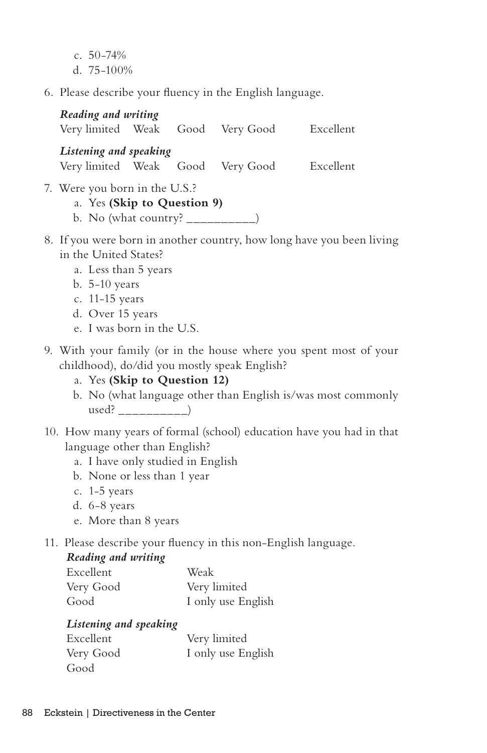c. 50-74%
d. 75-100%

6. Please describe your fluency in the English language.

   ***Reading and writing***
   Very limited  Weak  Good  Very Good  Excellent

   ***Listening and speaking***
   Very limited  Weak  Good  Very Good  Excellent

7. Were you born in the U.S.?
   a. Yes **(Skip to Question 9)**
   b. No (what country? __________)

8. If you were born in another country, how long have you been living in the United States?
   a. Less than 5 years
   b. 5-10 years
   c. 11-15 years
   d. Over 15 years
   e. I was born in the U.S.

9. With your family (or in the house where you spent most of your childhood), do/did you mostly speak English?
   a. Yes **(Skip to Question 12)**
   b. No (what language other than English is/was most commonly used? __________)

10. How many years of formal (school) education have you had in that language other than English?
    a. I have only studied in English
    b. None or less than 1 year
    c. 1-5 years
    d. 6-8 years
    e. More than 8 years

11. Please describe your fluency in this non-English language.

    ***Reading and writing***
    Excellent  Weak
    Very Good  Very limited
    Good  I only use English

    ***Listening and speaking***
    Excellent  Very limited
    Very Good  I only use English
    Good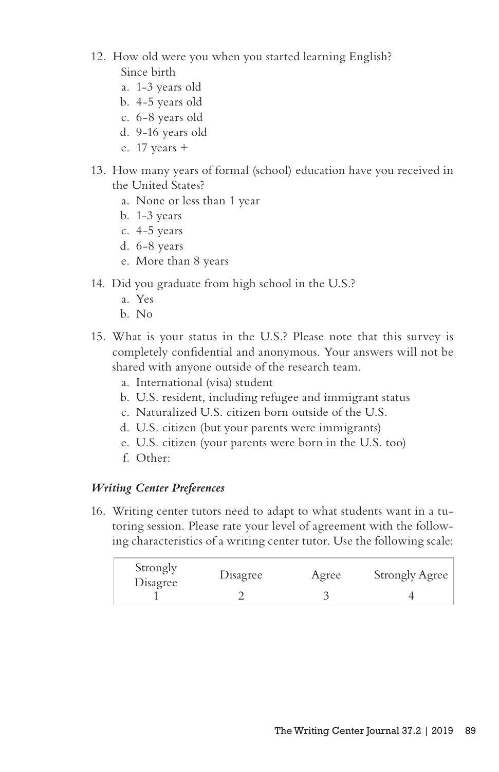12. How old were you when you started learning English?
    Since birth
    a. 1-3 years old
    b. 4-5 years old
    c. 6-8 years old
    d. 9-16 years old
    e. 17 years +

13. How many years of formal (school) education have you received in the United States?
    a. None or less than 1 year
    b. 1-3 years
    c. 4-5 years
    d. 6-8 years
    e. More than 8 years

14. Did you graduate from high school in the U.S.?
    a. Yes
    b. No

15. What is your status in the U.S.? Please note that this survey is completely confidential and anonymous. Your answers will not be shared with anyone outside of the research team.
    a. International (visa) student
    b. U.S. resident, including refugee and immigrant status
    c. Naturalized U.S. citizen born outside of the U.S.
    d. U.S. citizen (but your parents were immigrants)
    e. U.S. citizen (your parents were born in the U.S. too)
    f. Other:

### *Writing Center Preferences*

16. Writing center tutors need to adapt to what students want in a tutoring session. Please rate your level of agreement with the following characteristics of a writing center tutor. Use the following scale:

| Strongly Disagree | Disagree | Agree | Strongly Agree |
|---|---|---|---|
| 1 | 2 | 3 | 4 |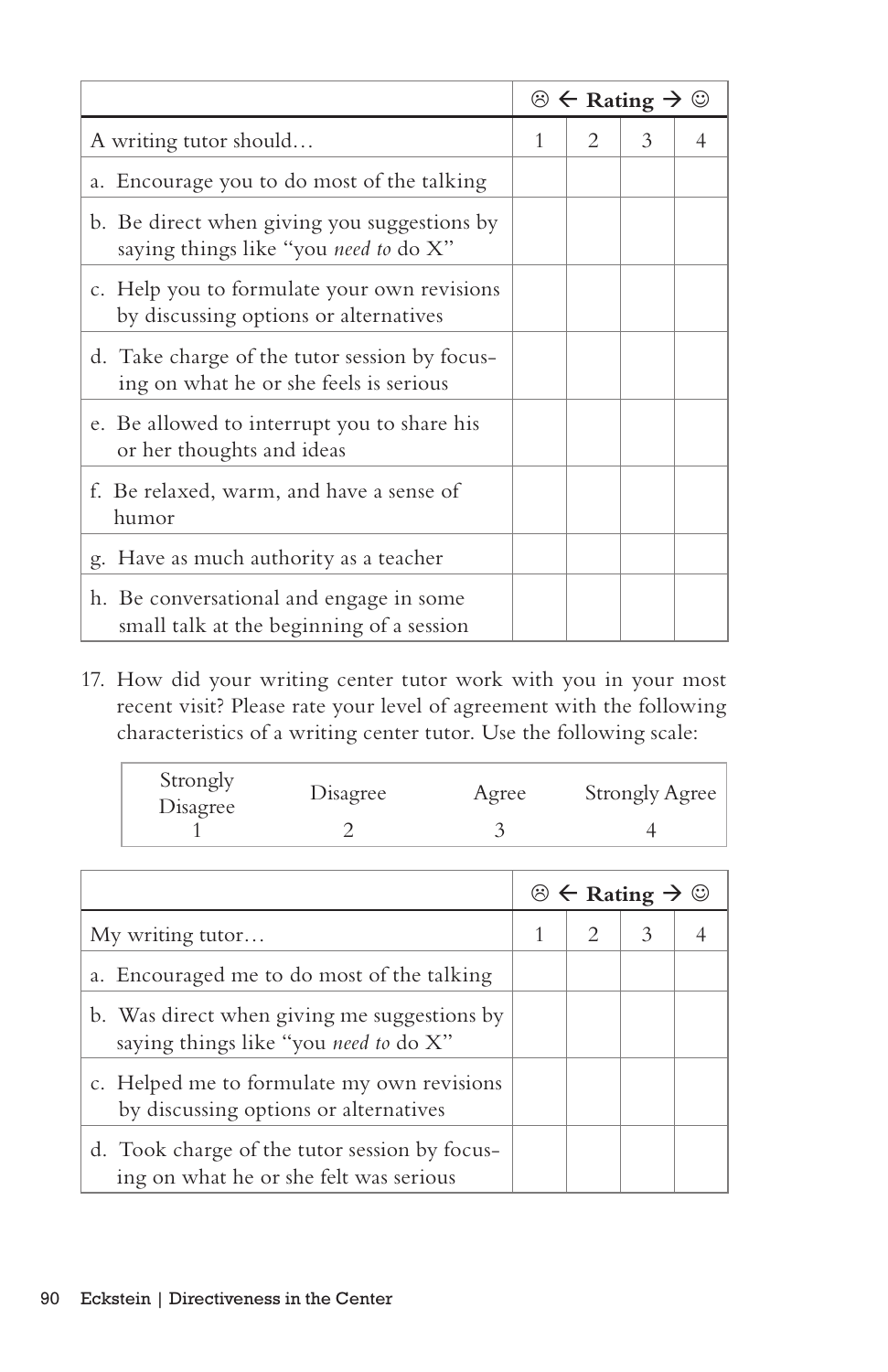| | ☹ ← **Rating** → ☺ | | | |
|---|---|---|---|---|
| A writing tutor should… | 1 | 2 | 3 | 4 |
| a. Encourage you to do most of the talking | | | | |
| b. Be direct when giving you suggestions by saying things like "you *need to* do X" | | | | |
| c. Help you to formulate your own revisions by discussing options or alternatives | | | | |
| d. Take charge of the tutor session by focusing on what he or she feels is serious | | | | |
| e. Be allowed to interrupt you to share his or her thoughts and ideas | | | | |
| f. Be relaxed, warm, and have a sense of humor | | | | |
| g. Have as much authority as a teacher | | | | |
| h. Be conversational and engage in some small talk at the beginning of a session | | | | |

17. How did your writing center tutor work with you in your most recent visit? Please rate your level of agreement with the following characteristics of a writing center tutor. Use the following scale:

| Strongly Disagree | Disagree | Agree | Strongly Agree |
|---|---|---|---|
| 1 | 2 | 3 | 4 |

| | ☹ ← **Rating** → ☺ | | | |
|---|---|---|---|---|
| My writing tutor… | 1 | 2 | 3 | 4 |
| a. Encouraged me to do most of the talking | | | | |
| b. Was direct when giving me suggestions by saying things like "you *need to* do X" | | | | |
| c. Helped me to formulate my own revisions by discussing options or alternatives | | | | |
| d. Took charge of the tutor session by focusing on what he or she felt was serious | | | | |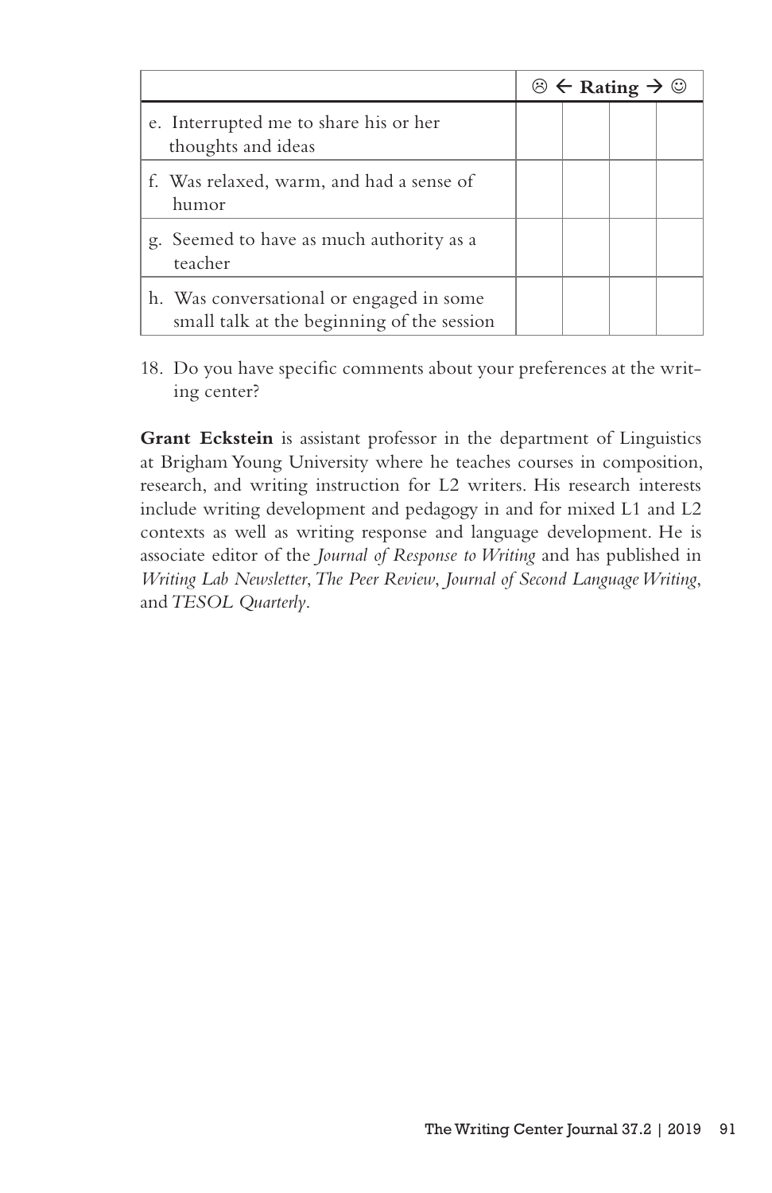| | ☹ ← Rating → ☺ | | | |
|---|---|---|---|---|
| e. Interrupted me to share his or her thoughts and ideas | | | | |
| f. Was relaxed, warm, and had a sense of humor | | | | |
| g. Seemed to have as much authority as a teacher | | | | |
| h. Was conversational or engaged in some small talk at the beginning of the session | | | | |

18. Do you have specific comments about your preferences at the writing center?

**Grant Eckstein** is assistant professor in the department of Linguistics at Brigham Young University where he teaches courses in composition, research, and writing instruction for L2 writers. His research interests include writing development and pedagogy in and for mixed L1 and L2 contexts as well as writing response and language development. He is associate editor of the *Journal of Response to Writing* and has published in *Writing Lab Newsletter*, *The Peer Review*, *Journal of Second Language Writing*, and *TESOL Quarterly*.